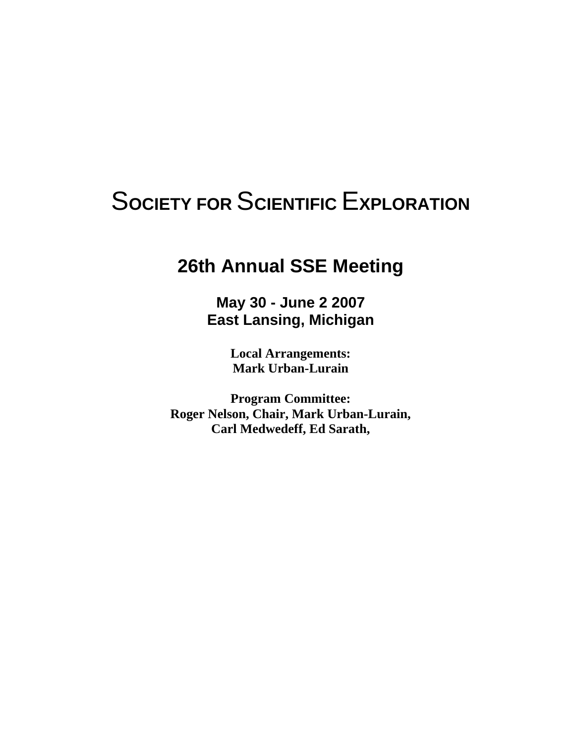# Society for Scientific Exploration

## 26th Annual SSE Meeting

**May 30 - June 2 2007**
**East Lansing, Michigan**

**Local Arrangements:**
**Mark Urban-Lurain**

**Program Committee:**
**Roger Nelson, Chair, Mark Urban-Lurain,**
**Carl Medwedeff, Ed Sarath,**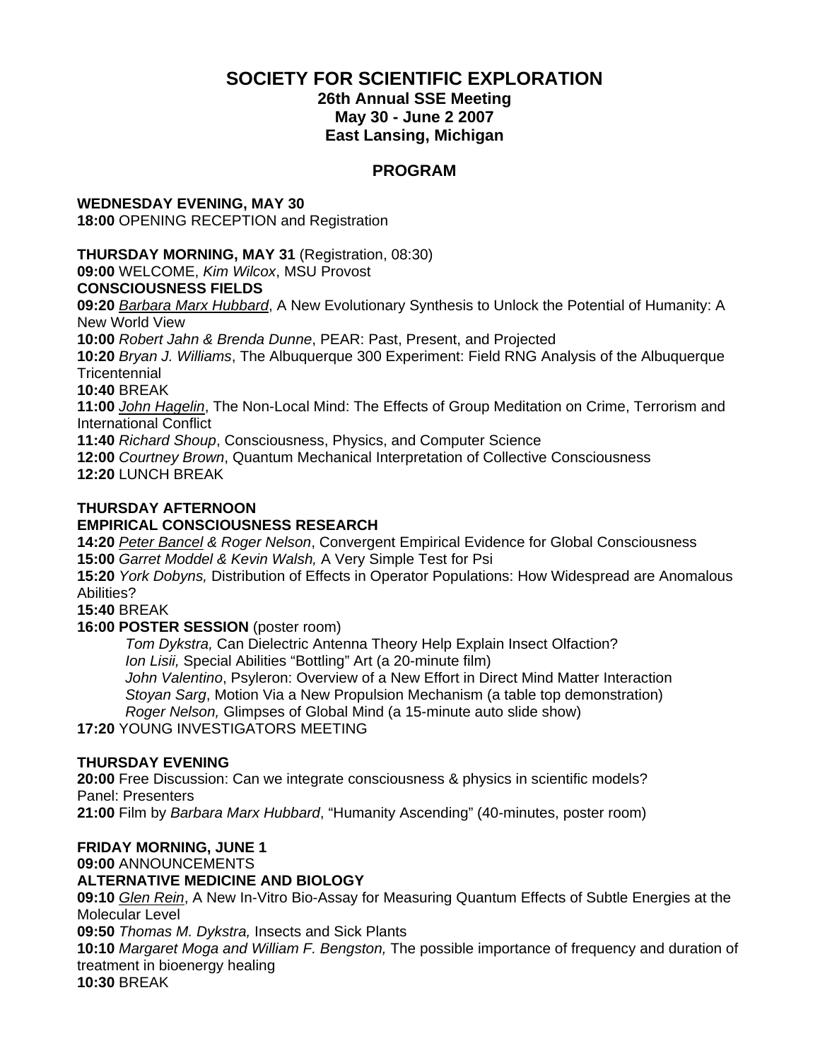# SOCIETY FOR SCIENTIFIC EXPLORATION

## 26th Annual SSE Meeting
## May 30 - June 2 2007
## East Lansing, Michigan

## PROGRAM

**WEDNESDAY EVENING, MAY 30**
**18:00** OPENING RECEPTION and Registration

**THURSDAY MORNING, MAY 31** (Registration, 08:30)
**09:00** WELCOME, *Kim Wilcox*, MSU Provost
**CONSCIOUSNESS FIELDS**
**09:20** *Barbara Marx Hubbard*, A New Evolutionary Synthesis to Unlock the Potential of Humanity: A New World View
**10:00** *Robert Jahn & Brenda Dunne*, PEAR: Past, Present, and Projected
**10:20** *Bryan J. Williams*, The Albuquerque 300 Experiment: Field RNG Analysis of the Albuquerque Tricentennial
**10:40** BREAK
**11:00** *John Hagelin*, The Non-Local Mind: The Effects of Group Meditation on Crime, Terrorism and International Conflict
**11:40** *Richard Shoup*, Consciousness, Physics, and Computer Science
**12:00** *Courtney Brown*, Quantum Mechanical Interpretation of Collective Consciousness
**12:20** LUNCH BREAK

**THURSDAY AFTERNOON**
**EMPIRICAL CONSCIOUSNESS RESEARCH**
**14:20** *Peter Bancel & Roger Nelson*, Convergent Empirical Evidence for Global Consciousness
**15:00** *Garret Moddel & Kevin Walsh,* A Very Simple Test for Psi
**15:20** *York Dobyns,* Distribution of Effects in Operator Populations: How Widespread are Anomalous Abilities?
**15:40** BREAK
**16:00 POSTER SESSION** (poster room)

- *Tom Dykstra,* Can Dielectric Antenna Theory Help Explain Insect Olfaction?
- *Ion Lisii,* Special Abilities "Bottling" Art (a 20-minute film)
- *John Valentino*, Psyleron: Overview of a New Effort in Direct Mind Matter Interaction
- *Stoyan Sarg*, Motion Via a New Propulsion Mechanism (a table top demonstration)
- *Roger Nelson,* Glimpses of Global Mind (a 15-minute auto slide show)

**17:20** YOUNG INVESTIGATORS MEETING

**THURSDAY EVENING**
**20:00** Free Discussion: Can we integrate consciousness & physics in scientific models?
Panel: Presenters
**21:00** Film by *Barbara Marx Hubbard*, "Humanity Ascending" (40-minutes, poster room)

**FRIDAY MORNING, JUNE 1**
**09:00** ANNOUNCEMENTS
**ALTERNATIVE MEDICINE AND BIOLOGY**
**09:10** *Glen Rein*, A New In-Vitro Bio-Assay for Measuring Quantum Effects of Subtle Energies at the Molecular Level
**09:50** *Thomas M. Dykstra,* Insects and Sick Plants
**10:10** *Margaret Moga and William F. Bengston,* The possible importance of frequency and duration of treatment in bioenergy healing
**10:30** BREAK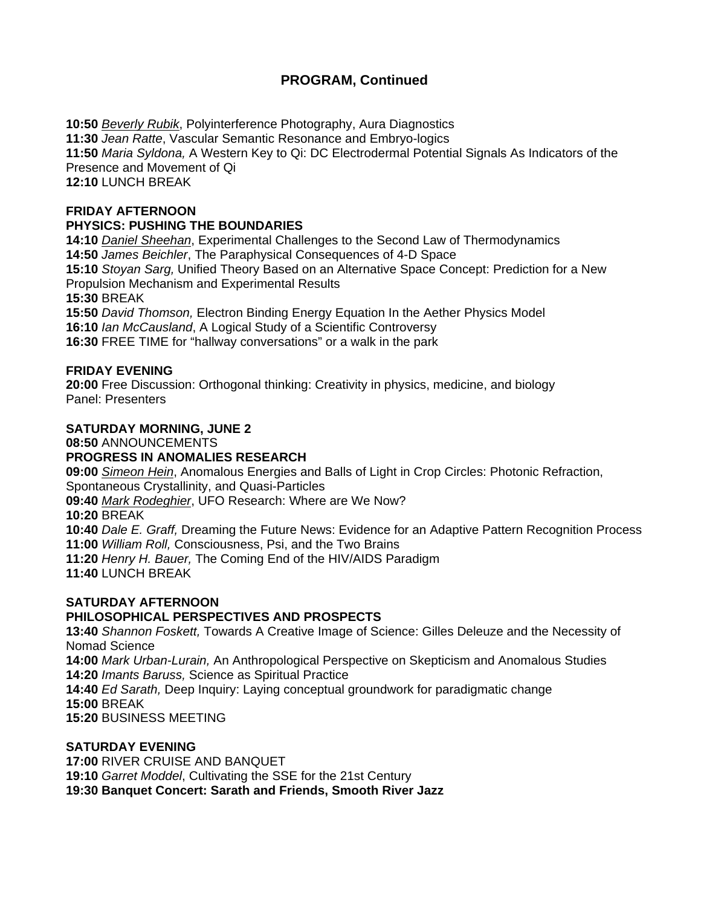## PROGRAM, Continued

**10:50** *Beverly Rubik*, Polyinterference Photography, Aura Diagnostics
**11:30** *Jean Ratte*, Vascular Semantic Resonance and Embryo-logics
**11:50** *Maria Syldona,* A Western Key to Qi: DC Electrodermal Potential Signals As Indicators of the Presence and Movement of Qi
**12:10** LUNCH BREAK

**FRIDAY AFTERNOON**
**PHYSICS: PUSHING THE BOUNDARIES**
**14:10** *Daniel Sheehan*, Experimental Challenges to the Second Law of Thermodynamics
**14:50** *James Beichler*, The Paraphysical Consequences of 4-D Space
**15:10** *Stoyan Sarg,* Unified Theory Based on an Alternative Space Concept: Prediction for a New Propulsion Mechanism and Experimental Results
**15:30** BREAK
**15:50** *David Thomson,* Electron Binding Energy Equation In the Aether Physics Model
**16:10** *Ian McCausland*, A Logical Study of a Scientific Controversy
**16:30** FREE TIME for "hallway conversations" or a walk in the park

**FRIDAY EVENING**
**20:00** Free Discussion: Orthogonal thinking: Creativity in physics, medicine, and biology
Panel: Presenters

**SATURDAY MORNING, JUNE 2**
**08:50** ANNOUNCEMENTS
**PROGRESS IN ANOMALIES RESEARCH**
**09:00** *Simeon Hein*, Anomalous Energies and Balls of Light in Crop Circles: Photonic Refraction, Spontaneous Crystallinity, and Quasi-Particles
**09:40** *Mark Rodeghier*, UFO Research: Where are We Now?
**10:20** BREAK
**10:40** *Dale E. Graff,* Dreaming the Future News: Evidence for an Adaptive Pattern Recognition Process
**11:00** *William Roll,* Consciousness, Psi, and the Two Brains
**11:20** *Henry H. Bauer,* The Coming End of the HIV/AIDS Paradigm
**11:40** LUNCH BREAK

**SATURDAY AFTERNOON**
**PHILOSOPHICAL PERSPECTIVES AND PROSPECTS**
**13:40** *Shannon Foskett,* Towards A Creative Image of Science: Gilles Deleuze and the Necessity of Nomad Science
**14:00** *Mark Urban-Lurain,* An Anthropological Perspective on Skepticism and Anomalous Studies
**14:20** *Imants Baruss,* Science as Spiritual Practice
**14:40** *Ed Sarath,* Deep Inquiry: Laying conceptual groundwork for paradigmatic change
**15:00** BREAK
**15:20** BUSINESS MEETING

**SATURDAY EVENING**
**17:00** RIVER CRUISE AND BANQUET
**19:10** *Garret Moddel*, Cultivating the SSE for the 21st Century
**19:30 Banquet Concert: Sarath and Friends, Smooth River Jazz**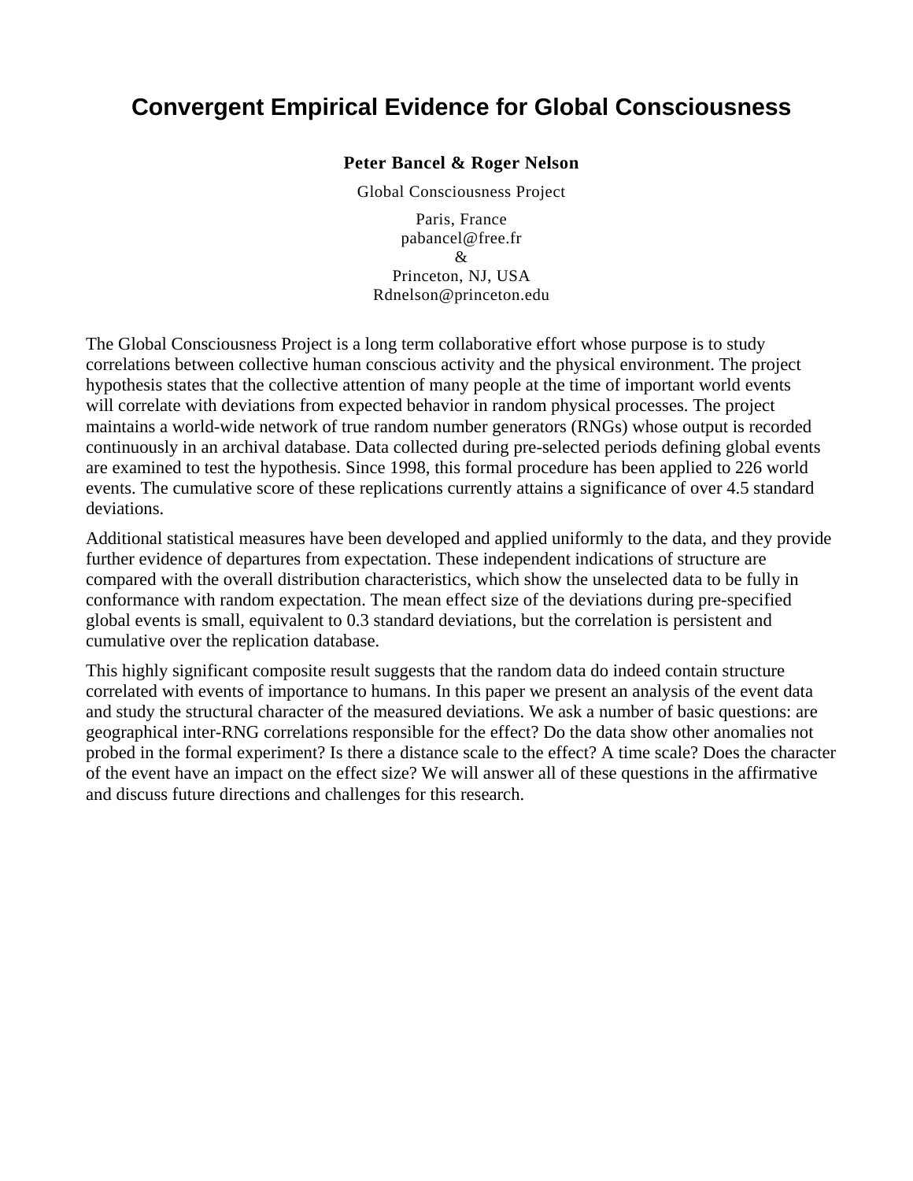# Convergent Empirical Evidence for Global Consciousness

**Peter Bancel & Roger Nelson**

Global Consciousness Project

Paris, France  
pabancel@free.fr  
&  
Princeton, NJ, USA  
Rdnelson@princeton.edu

The Global Consciousness Project is a long term collaborative effort whose purpose is to study correlations between collective human conscious activity and the physical environment. The project hypothesis states that the collective attention of many people at the time of important world events will correlate with deviations from expected behavior in random physical processes. The project maintains a world-wide network of true random number generators (RNGs) whose output is recorded continuously in an archival database. Data collected during pre-selected periods defining global events are examined to test the hypothesis. Since 1998, this formal procedure has been applied to 226 world events. The cumulative score of these replications currently attains a significance of over 4.5 standard deviations.

Additional statistical measures have been developed and applied uniformly to the data, and they provide further evidence of departures from expectation. These independent indications of structure are compared with the overall distribution characteristics, which show the unselected data to be fully in conformance with random expectation. The mean effect size of the deviations during pre-specified global events is small, equivalent to 0.3 standard deviations, but the correlation is persistent and cumulative over the replication database.

This highly significant composite result suggests that the random data do indeed contain structure correlated with events of importance to humans. In this paper we present an analysis of the event data and study the structural character of the measured deviations. We ask a number of basic questions: are geographical inter-RNG correlations responsible for the effect? Do the data show other anomalies not probed in the formal experiment? Is there a distance scale to the effect? A time scale? Does the character of the event have an impact on the effect size? We will answer all of these questions in the affirmative and discuss future directions and challenges for this research.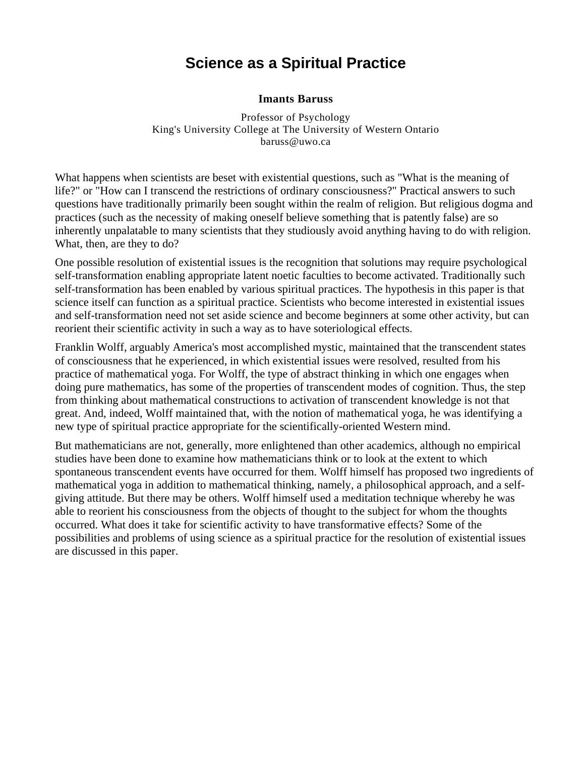# Science as a Spiritual Practice

**Imants Baruss**

Professor of Psychology
King's University College at The University of Western Ontario
baruss@uwo.ca

What happens when scientists are beset with existential questions, such as "What is the meaning of life?" or "How can I transcend the restrictions of ordinary consciousness?" Practical answers to such questions have traditionally primarily been sought within the realm of religion. But religious dogma and practices (such as the necessity of making oneself believe something that is patently false) are so inherently unpalatable to many scientists that they studiously avoid anything having to do with religion. What, then, are they to do?

One possible resolution of existential issues is the recognition that solutions may require psychological self-transformation enabling appropriate latent noetic faculties to become activated. Traditionally such self-transformation has been enabled by various spiritual practices. The hypothesis in this paper is that science itself can function as a spiritual practice. Scientists who become interested in existential issues and self-transformation need not set aside science and become beginners at some other activity, but can reorient their scientific activity in such a way as to have soteriological effects.

Franklin Wolff, arguably America's most accomplished mystic, maintained that the transcendent states of consciousness that he experienced, in which existential issues were resolved, resulted from his practice of mathematical yoga. For Wolff, the type of abstract thinking in which one engages when doing pure mathematics, has some of the properties of transcendent modes of cognition. Thus, the step from thinking about mathematical constructions to activation of transcendent knowledge is not that great. And, indeed, Wolff maintained that, with the notion of mathematical yoga, he was identifying a new type of spiritual practice appropriate for the scientifically-oriented Western mind.

But mathematicians are not, generally, more enlightened than other academics, although no empirical studies have been done to examine how mathematicians think or to look at the extent to which spontaneous transcendent events have occurred for them. Wolff himself has proposed two ingredients of mathematical yoga in addition to mathematical thinking, namely, a philosophical approach, and a self-giving attitude. But there may be others. Wolff himself used a meditation technique whereby he was able to reorient his consciousness from the objects of thought to the subject for whom the thoughts occurred. What does it take for scientific activity to have transformative effects? Some of the possibilities and problems of using science as a spiritual practice for the resolution of existential issues are discussed in this paper.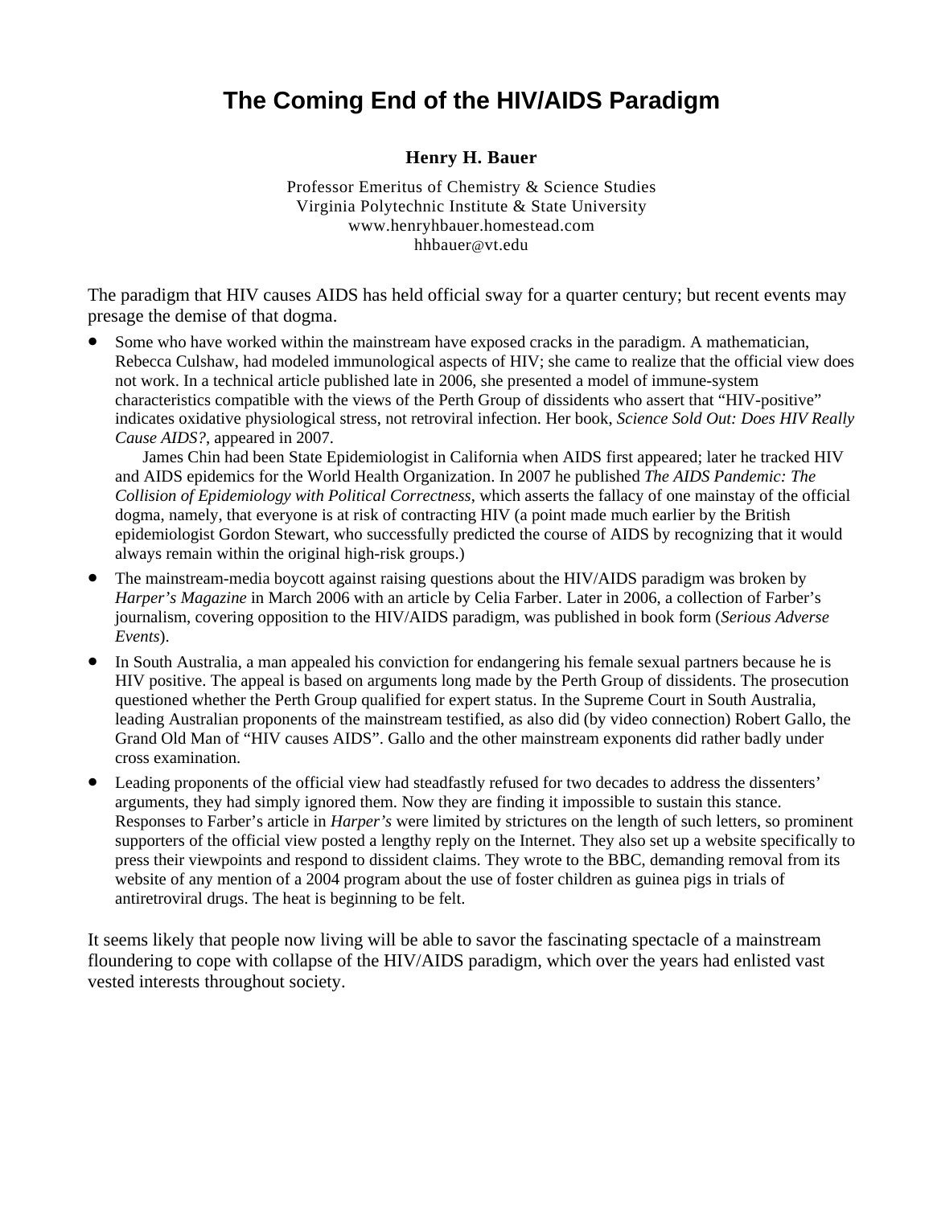# The Coming End of the HIV/AIDS Paradigm

**Henry H. Bauer**

Professor Emeritus of Chemistry & Science Studies
Virginia Polytechnic Institute & State University
www.henryhbauer.homestead.com
hhbauer@vt.edu

The paradigm that HIV causes AIDS has held official sway for a quarter century; but recent events may presage the demise of that dogma.

- Some who have worked within the mainstream have exposed cracks in the paradigm. A mathematician, Rebecca Culshaw, had modeled immunological aspects of HIV; she came to realize that the official view does not work. In a technical article published late in 2006, she presented a model of immune-system characteristics compatible with the views of the Perth Group of dissidents who assert that "HIV-positive" indicates oxidative physiological stress, not retroviral infection. Her book, *Science Sold Out: Does HIV Really Cause AIDS?*, appeared in 2007.

  James Chin had been State Epidemiologist in California when AIDS first appeared; later he tracked HIV and AIDS epidemics for the World Health Organization. In 2007 he published *The AIDS Pandemic: The Collision of Epidemiology with Political Correctness*, which asserts the fallacy of one mainstay of the official dogma, namely, that everyone is at risk of contracting HIV (a point made much earlier by the British epidemiologist Gordon Stewart, who successfully predicted the course of AIDS by recognizing that it would always remain within the original high-risk groups.)
- The mainstream-media boycott against raising questions about the HIV/AIDS paradigm was broken by *Harper's Magazine* in March 2006 with an article by Celia Farber. Later in 2006, a collection of Farber's journalism, covering opposition to the HIV/AIDS paradigm, was published in book form (*Serious Adverse Events*).
- In South Australia, a man appealed his conviction for endangering his female sexual partners because he is HIV positive. The appeal is based on arguments long made by the Perth Group of dissidents. The prosecution questioned whether the Perth Group qualified for expert status. In the Supreme Court in South Australia, leading Australian proponents of the mainstream testified, as also did (by video connection) Robert Gallo, the Grand Old Man of "HIV causes AIDS". Gallo and the other mainstream exponents did rather badly under cross examination.
- Leading proponents of the official view had steadfastly refused for two decades to address the dissenters' arguments, they had simply ignored them. Now they are finding it impossible to sustain this stance. Responses to Farber's article in *Harper's* were limited by strictures on the length of such letters, so prominent supporters of the official view posted a lengthy reply on the Internet. They also set up a website specifically to press their viewpoints and respond to dissident claims. They wrote to the BBC, demanding removal from its website of any mention of a 2004 program about the use of foster children as guinea pigs in trials of antiretroviral drugs. The heat is beginning to be felt.

It seems likely that people now living will be able to savor the fascinating spectacle of a mainstream floundering to cope with collapse of the HIV/AIDS paradigm, which over the years had enlisted vast vested interests throughout society.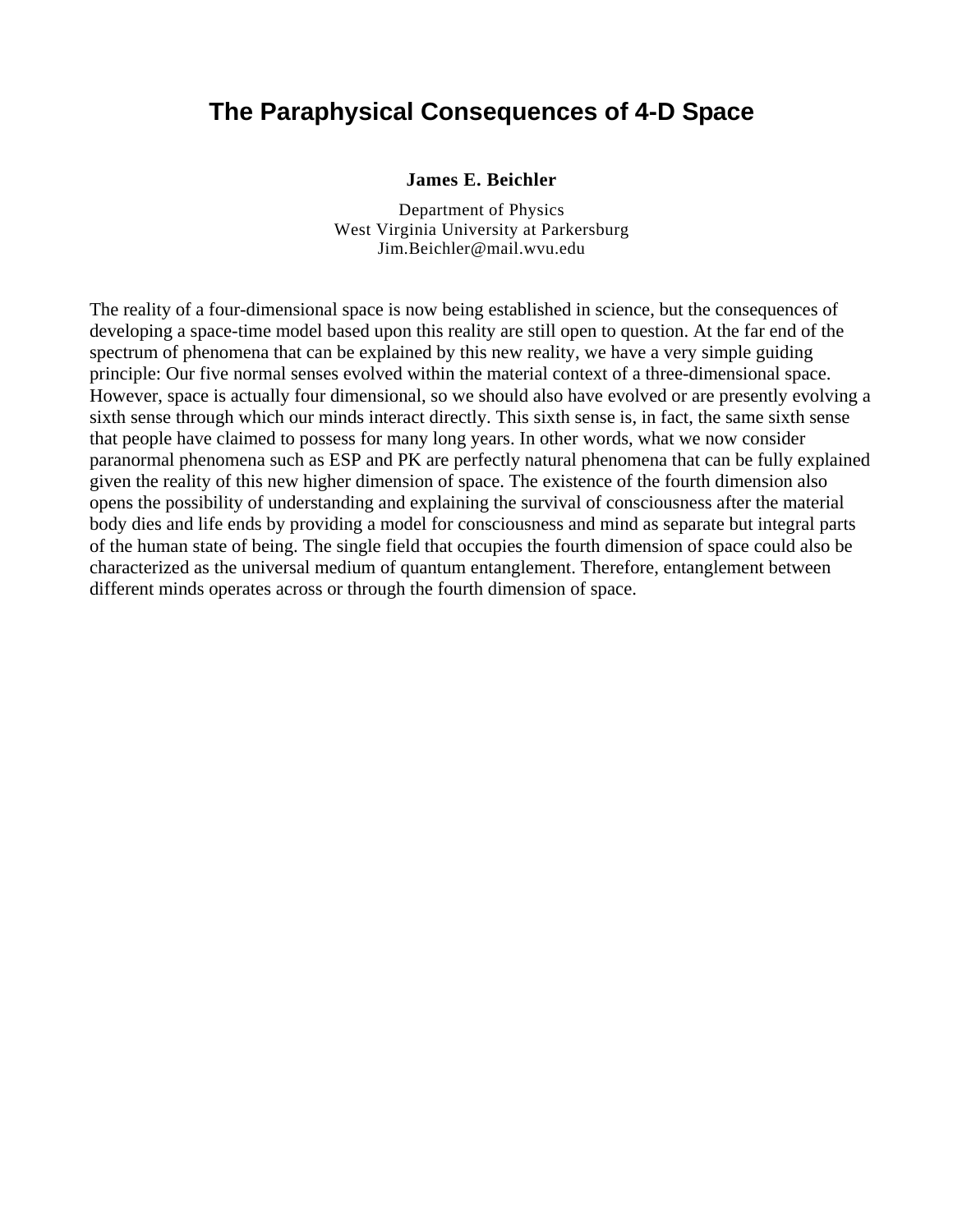# The Paraphysical Consequences of 4-D Space

**James E. Beichler**

Department of Physics
West Virginia University at Parkersburg
Jim.Beichler@mail.wvu.edu

The reality of a four-dimensional space is now being established in science, but the consequences of developing a space-time model based upon this reality are still open to question. At the far end of the spectrum of phenomena that can be explained by this new reality, we have a very simple guiding principle: Our five normal senses evolved within the material context of a three-dimensional space. However, space is actually four dimensional, so we should also have evolved or are presently evolving a sixth sense through which our minds interact directly. This sixth sense is, in fact, the same sixth sense that people have claimed to possess for many long years. In other words, what we now consider paranormal phenomena such as ESP and PK are perfectly natural phenomena that can be fully explained given the reality of this new higher dimension of space. The existence of the fourth dimension also opens the possibility of understanding and explaining the survival of consciousness after the material body dies and life ends by providing a model for consciousness and mind as separate but integral parts of the human state of being. The single field that occupies the fourth dimension of space could also be characterized as the universal medium of quantum entanglement. Therefore, entanglement between different minds operates across or through the fourth dimension of space.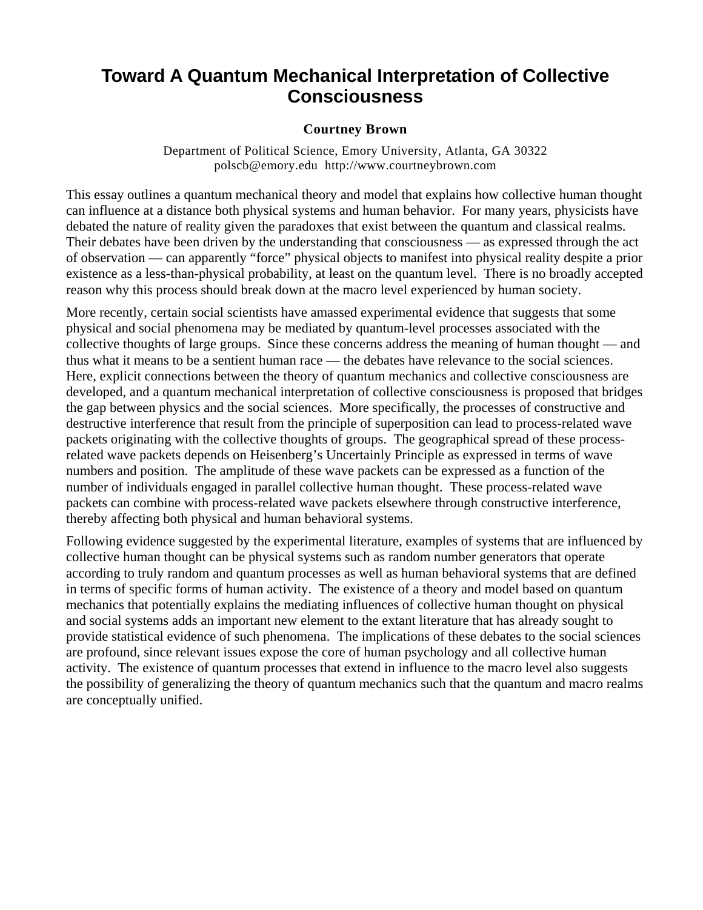# Toward A Quantum Mechanical Interpretation of Collective Consciousness

**Courtney Brown**

Department of Political Science, Emory University, Atlanta, GA 30322
polscb@emory.edu http://www.courtneybrown.com

This essay outlines a quantum mechanical theory and model that explains how collective human thought can influence at a distance both physical systems and human behavior. For many years, physicists have debated the nature of reality given the paradoxes that exist between the quantum and classical realms. Their debates have been driven by the understanding that consciousness — as expressed through the act of observation — can apparently "force" physical objects to manifest into physical reality despite a prior existence as a less-than-physical probability, at least on the quantum level. There is no broadly accepted reason why this process should break down at the macro level experienced by human society.

More recently, certain social scientists have amassed experimental evidence that suggests that some physical and social phenomena may be mediated by quantum-level processes associated with the collective thoughts of large groups. Since these concerns address the meaning of human thought — and thus what it means to be a sentient human race — the debates have relevance to the social sciences. Here, explicit connections between the theory of quantum mechanics and collective consciousness are developed, and a quantum mechanical interpretation of collective consciousness is proposed that bridges the gap between physics and the social sciences. More specifically, the processes of constructive and destructive interference that result from the principle of superposition can lead to process-related wave packets originating with the collective thoughts of groups. The geographical spread of these process-related wave packets depends on Heisenberg's Uncertainly Principle as expressed in terms of wave numbers and position. The amplitude of these wave packets can be expressed as a function of the number of individuals engaged in parallel collective human thought. These process-related wave packets can combine with process-related wave packets elsewhere through constructive interference, thereby affecting both physical and human behavioral systems.

Following evidence suggested by the experimental literature, examples of systems that are influenced by collective human thought can be physical systems such as random number generators that operate according to truly random and quantum processes as well as human behavioral systems that are defined in terms of specific forms of human activity. The existence of a theory and model based on quantum mechanics that potentially explains the mediating influences of collective human thought on physical and social systems adds an important new element to the extant literature that has already sought to provide statistical evidence of such phenomena. The implications of these debates to the social sciences are profound, since relevant issues expose the core of human psychology and all collective human activity. The existence of quantum processes that extend in influence to the macro level also suggests the possibility of generalizing the theory of quantum mechanics such that the quantum and macro realms are conceptually unified.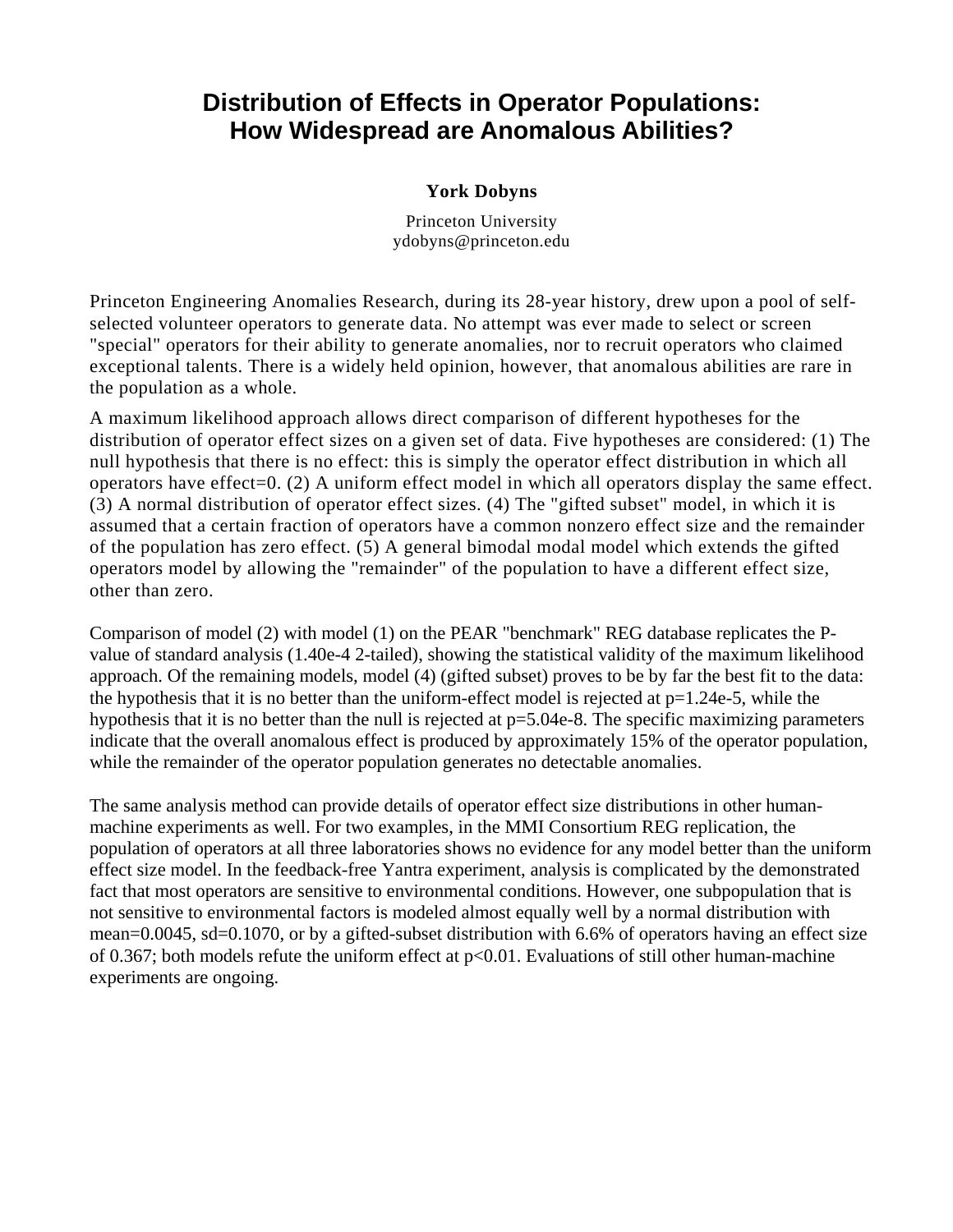# Distribution of Effects in Operator Populations: How Widespread are Anomalous Abilities?

**York Dobyns**

Princeton University
ydobyns@princeton.edu

Princeton Engineering Anomalies Research, during its 28-year history, drew upon a pool of self-selected volunteer operators to generate data. No attempt was ever made to select or screen "special" operators for their ability to generate anomalies, nor to recruit operators who claimed exceptional talents. There is a widely held opinion, however, that anomalous abilities are rare in the population as a whole.

A maximum likelihood approach allows direct comparison of different hypotheses for the distribution of operator effect sizes on a given set of data. Five hypotheses are considered: (1) The null hypothesis that there is no effect: this is simply the operator effect distribution in which all operators have effect=0. (2) A uniform effect model in which all operators display the same effect. (3) A normal distribution of operator effect sizes. (4) The "gifted subset" model, in which it is assumed that a certain fraction of operators have a common nonzero effect size and the remainder of the population has zero effect. (5) A general bimodal modal model which extends the gifted operators model by allowing the "remainder" of the population to have a different effect size, other than zero.

Comparison of model (2) with model (1) on the PEAR "benchmark" REG database replicates the P-value of standard analysis (1.40e-4 2-tailed), showing the statistical validity of the maximum likelihood approach. Of the remaining models, model (4) (gifted subset) proves to be by far the best fit to the data: the hypothesis that it is no better than the uniform-effect model is rejected at $p=1.24e\text{-}5$, while the hypothesis that it is no better than the null is rejected at $p=5.04e\text{-}8$. The specific maximizing parameters indicate that the overall anomalous effect is produced by approximately 15% of the operator population, while the remainder of the operator population generates no detectable anomalies.

The same analysis method can provide details of operator effect size distributions in other human-machine experiments as well. For two examples, in the MMI Consortium REG replication, the population of operators at all three laboratories shows no evidence for any model better than the uniform effect size model. In the feedback-free Yantra experiment, analysis is complicated by the demonstrated fact that most operators are sensitive to environmental conditions. However, one subpopulation that is not sensitive to environmental factors is modeled almost equally well by a normal distribution with mean=0.0045, sd=0.1070, or by a gifted-subset distribution with 6.6% of operators having an effect size of 0.367; both models refute the uniform effect at $p<0.01$. Evaluations of still other human-machine experiments are ongoing.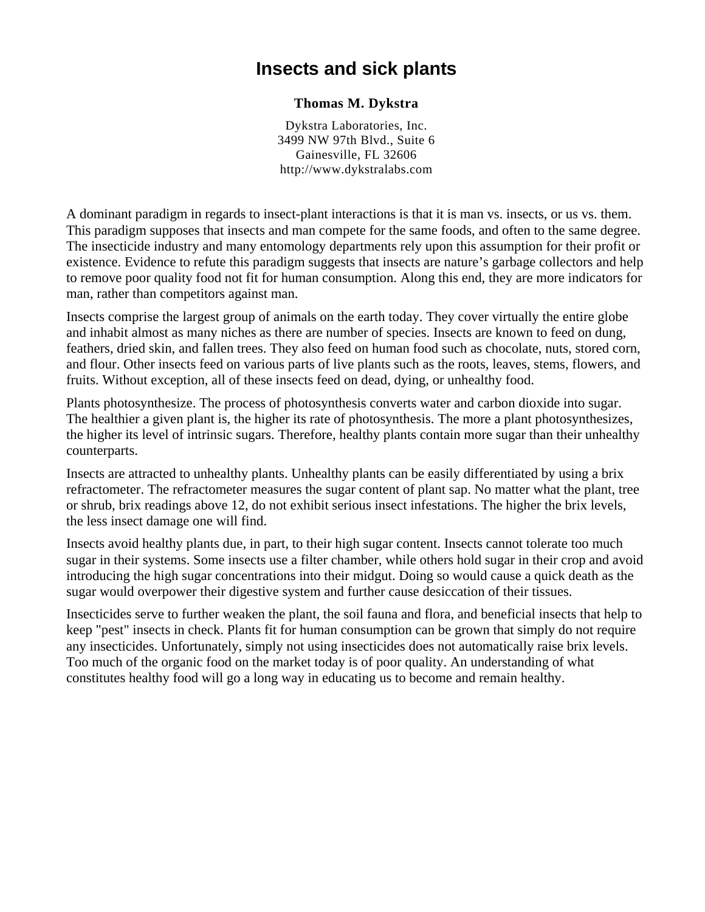# Insects and sick plants

**Thomas M. Dykstra**

Dykstra Laboratories, Inc.
3499 NW 97th Blvd., Suite 6
Gainesville, FL 32606
http://www.dykstralabs.com

A dominant paradigm in regards to insect-plant interactions is that it is man vs. insects, or us vs. them. This paradigm supposes that insects and man compete for the same foods, and often to the same degree. The insecticide industry and many entomology departments rely upon this assumption for their profit or existence. Evidence to refute this paradigm suggests that insects are nature's garbage collectors and help to remove poor quality food not fit for human consumption. Along this end, they are more indicators for man, rather than competitors against man.

Insects comprise the largest group of animals on the earth today. They cover virtually the entire globe and inhabit almost as many niches as there are number of species. Insects are known to feed on dung, feathers, dried skin, and fallen trees. They also feed on human food such as chocolate, nuts, stored corn, and flour. Other insects feed on various parts of live plants such as the roots, leaves, stems, flowers, and fruits. Without exception, all of these insects feed on dead, dying, or unhealthy food.

Plants photosynthesize. The process of photosynthesis converts water and carbon dioxide into sugar. The healthier a given plant is, the higher its rate of photosynthesis. The more a plant photosynthesizes, the higher its level of intrinsic sugars. Therefore, healthy plants contain more sugar than their unhealthy counterparts.

Insects are attracted to unhealthy plants. Unhealthy plants can be easily differentiated by using a brix refractometer. The refractometer measures the sugar content of plant sap. No matter what the plant, tree or shrub, brix readings above 12, do not exhibit serious insect infestations. The higher the brix levels, the less insect damage one will find.

Insects avoid healthy plants due, in part, to their high sugar content. Insects cannot tolerate too much sugar in their systems. Some insects use a filter chamber, while others hold sugar in their crop and avoid introducing the high sugar concentrations into their midgut. Doing so would cause a quick death as the sugar would overpower their digestive system and further cause desiccation of their tissues.

Insecticides serve to further weaken the plant, the soil fauna and flora, and beneficial insects that help to keep "pest" insects in check. Plants fit for human consumption can be grown that simply do not require any insecticides. Unfortunately, simply not using insecticides does not automatically raise brix levels. Too much of the organic food on the market today is of poor quality. An understanding of what constitutes healthy food will go a long way in educating us to become and remain healthy.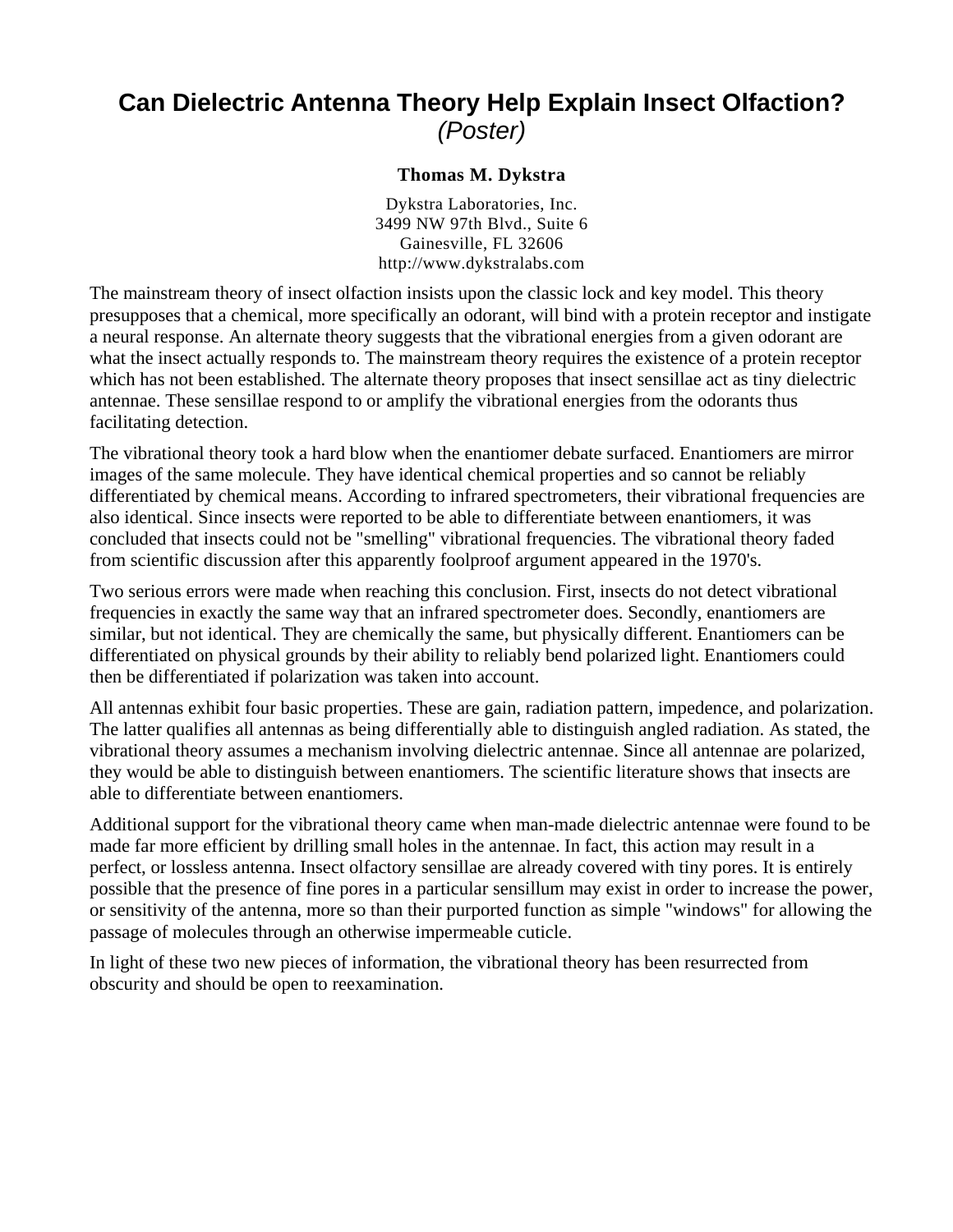# Can Dielectric Antenna Theory Help Explain Insect Olfaction?
*(Poster)*

**Thomas M. Dykstra**

Dykstra Laboratories, Inc.
3499 NW 97th Blvd., Suite 6
Gainesville, FL 32606
http://www.dykstralabs.com

The mainstream theory of insect olfaction insists upon the classic lock and key model. This theory presupposes that a chemical, more specifically an odorant, will bind with a protein receptor and instigate a neural response. An alternate theory suggests that the vibrational energies from a given odorant are what the insect actually responds to. The mainstream theory requires the existence of a protein receptor which has not been established. The alternate theory proposes that insect sensillae act as tiny dielectric antennae. These sensillae respond to or amplify the vibrational energies from the odorants thus facilitating detection.

The vibrational theory took a hard blow when the enantiomer debate surfaced. Enantiomers are mirror images of the same molecule. They have identical chemical properties and so cannot be reliably differentiated by chemical means. According to infrared spectrometers, their vibrational frequencies are also identical. Since insects were reported to be able to differentiate between enantiomers, it was concluded that insects could not be "smelling" vibrational frequencies. The vibrational theory faded from scientific discussion after this apparently foolproof argument appeared in the 1970's.

Two serious errors were made when reaching this conclusion. First, insects do not detect vibrational frequencies in exactly the same way that an infrared spectrometer does. Secondly, enantiomers are similar, but not identical. They are chemically the same, but physically different. Enantiomers can be differentiated on physical grounds by their ability to reliably bend polarized light. Enantiomers could then be differentiated if polarization was taken into account.

All antennas exhibit four basic properties. These are gain, radiation pattern, impedence, and polarization. The latter qualifies all antennas as being differentially able to distinguish angled radiation. As stated, the vibrational theory assumes a mechanism involving dielectric antennae. Since all antennae are polarized, they would be able to distinguish between enantiomers. The scientific literature shows that insects are able to differentiate between enantiomers.

Additional support for the vibrational theory came when man-made dielectric antennae were found to be made far more efficient by drilling small holes in the antennae. In fact, this action may result in a perfect, or lossless antenna. Insect olfactory sensillae are already covered with tiny pores. It is entirely possible that the presence of fine pores in a particular sensillum may exist in order to increase the power, or sensitivity of the antenna, more so than their purported function as simple "windows" for allowing the passage of molecules through an otherwise impermeable cuticle.

In light of these two new pieces of information, the vibrational theory has been resurrected from obscurity and should be open to reexamination.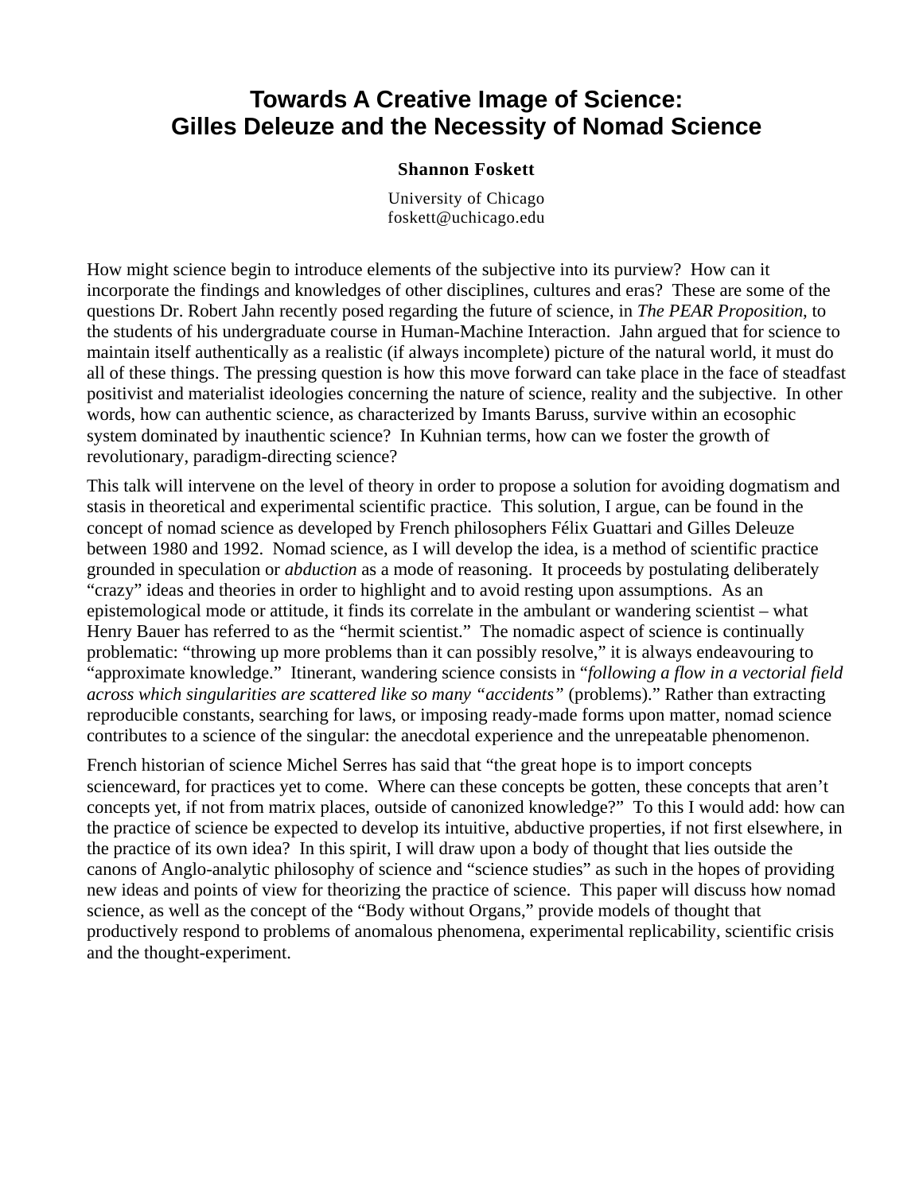# Towards A Creative Image of Science: Gilles Deleuze and the Necessity of Nomad Science

**Shannon Foskett**

University of Chicago
foskett@uchicago.edu

How might science begin to introduce elements of the subjective into its purview? How can it incorporate the findings and knowledges of other disciplines, cultures and eras? These are some of the questions Dr. Robert Jahn recently posed regarding the future of science, in *The PEAR Proposition*, to the students of his undergraduate course in Human-Machine Interaction. Jahn argued that for science to maintain itself authentically as a realistic (if always incomplete) picture of the natural world, it must do all of these things. The pressing question is how this move forward can take place in the face of steadfast positivist and materialist ideologies concerning the nature of science, reality and the subjective. In other words, how can authentic science, as characterized by Imants Baruss, survive within an ecosophic system dominated by inauthentic science? In Kuhnian terms, how can we foster the growth of revolutionary, paradigm-directing science?

This talk will intervene on the level of theory in order to propose a solution for avoiding dogmatism and stasis in theoretical and experimental scientific practice. This solution, I argue, can be found in the concept of nomad science as developed by French philosophers Félix Guattari and Gilles Deleuze between 1980 and 1992. Nomad science, as I will develop the idea, is a method of scientific practice grounded in speculation or *abduction* as a mode of reasoning. It proceeds by postulating deliberately "crazy" ideas and theories in order to highlight and to avoid resting upon assumptions. As an epistemological mode or attitude, it finds its correlate in the ambulant or wandering scientist – what Henry Bauer has referred to as the "hermit scientist." The nomadic aspect of science is continually problematic: "throwing up more problems than it can possibly resolve," it is always endeavouring to "approximate knowledge." Itinerant, wandering science consists in "*following a flow in a vectorial field across which singularities are scattered like so many "accidents"* (problems)." Rather than extracting reproducible constants, searching for laws, or imposing ready-made forms upon matter, nomad science contributes to a science of the singular: the anecdotal experience and the unrepeatable phenomenon.

French historian of science Michel Serres has said that "the great hope is to import concepts scienceward, for practices yet to come. Where can these concepts be gotten, these concepts that aren't concepts yet, if not from matrix places, outside of canonized knowledge?" To this I would add: how can the practice of science be expected to develop its intuitive, abductive properties, if not first elsewhere, in the practice of its own idea? In this spirit, I will draw upon a body of thought that lies outside the canons of Anglo-analytic philosophy of science and "science studies" as such in the hopes of providing new ideas and points of view for theorizing the practice of science. This paper will discuss how nomad science, as well as the concept of the "Body without Organs," provide models of thought that productively respond to problems of anomalous phenomena, experimental replicability, scientific crisis and the thought-experiment.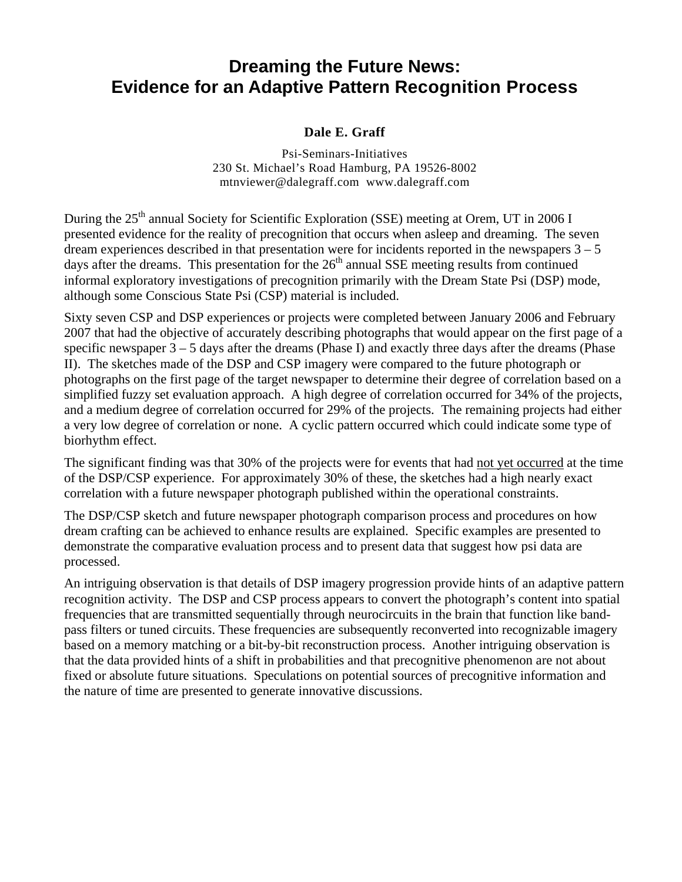# Dreaming the Future News: Evidence for an Adaptive Pattern Recognition Process

**Dale E. Graff**

Psi-Seminars-Initiatives
230 St. Michael's Road Hamburg, PA 19526-8002
mtnviewer@dalegraff.com www.dalegraff.com

During the 25th annual Society for Scientific Exploration (SSE) meeting at Orem, UT in 2006 I presented evidence for the reality of precognition that occurs when asleep and dreaming. The seven dream experiences described in that presentation were for incidents reported in the newspapers 3 – 5 days after the dreams. This presentation for the 26th annual SSE meeting results from continued informal exploratory investigations of precognition primarily with the Dream State Psi (DSP) mode, although some Conscious State Psi (CSP) material is included.

Sixty seven CSP and DSP experiences or projects were completed between January 2006 and February 2007 that had the objective of accurately describing photographs that would appear on the first page of a specific newspaper 3 – 5 days after the dreams (Phase I) and exactly three days after the dreams (Phase II). The sketches made of the DSP and CSP imagery were compared to the future photograph or photographs on the first page of the target newspaper to determine their degree of correlation based on a simplified fuzzy set evaluation approach. A high degree of correlation occurred for 34% of the projects, and a medium degree of correlation occurred for 29% of the projects. The remaining projects had either a very low degree of correlation or none. A cyclic pattern occurred which could indicate some type of biorhythm effect.

The significant finding was that 30% of the projects were for events that had <u>not yet occurred</u> at the time of the DSP/CSP experience. For approximately 30% of these, the sketches had a high nearly exact correlation with a future newspaper photograph published within the operational constraints.

The DSP/CSP sketch and future newspaper photograph comparison process and procedures on how dream crafting can be achieved to enhance results are explained. Specific examples are presented to demonstrate the comparative evaluation process and to present data that suggest how psi data are processed.

An intriguing observation is that details of DSP imagery progression provide hints of an adaptive pattern recognition activity. The DSP and CSP process appears to convert the photograph's content into spatial frequencies that are transmitted sequentially through neurocircuits in the brain that function like band-pass filters or tuned circuits. These frequencies are subsequently reconverted into recognizable imagery based on a memory matching or a bit-by-bit reconstruction process. Another intriguing observation is that the data provided hints of a shift in probabilities and that precognitive phenomenon are not about fixed or absolute future situations. Speculations on potential sources of precognitive information and the nature of time are presented to generate innovative discussions.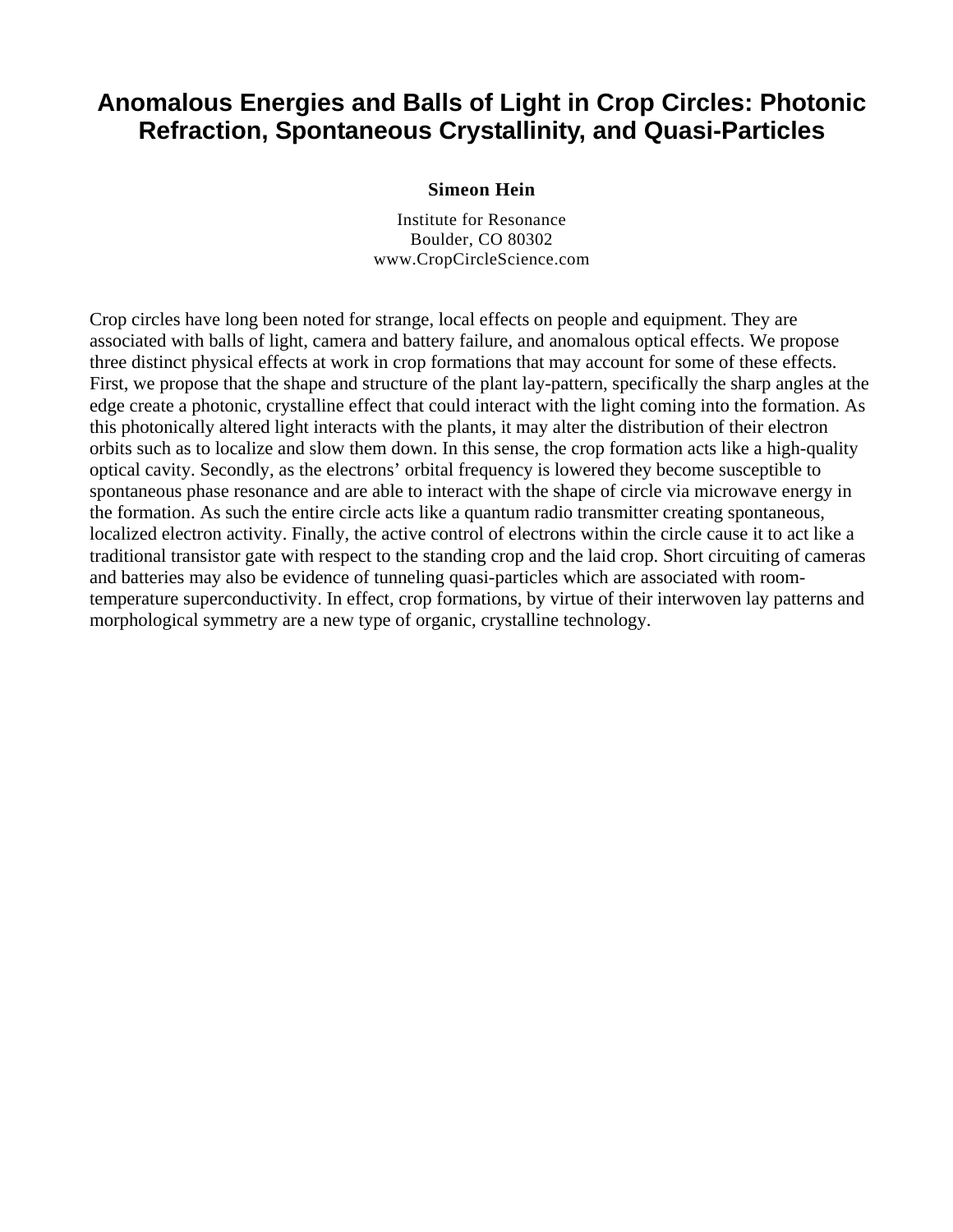# Anomalous Energies and Balls of Light in Crop Circles: Photonic Refraction, Spontaneous Crystallinity, and Quasi-Particles

**Simeon Hein**

Institute for Resonance
Boulder, CO 80302
www.CropCircleScience.com

Crop circles have long been noted for strange, local effects on people and equipment. They are associated with balls of light, camera and battery failure, and anomalous optical effects. We propose three distinct physical effects at work in crop formations that may account for some of these effects. First, we propose that the shape and structure of the plant lay-pattern, specifically the sharp angles at the edge create a photonic, crystalline effect that could interact with the light coming into the formation. As this photonically altered light interacts with the plants, it may alter the distribution of their electron orbits such as to localize and slow them down. In this sense, the crop formation acts like a high-quality optical cavity. Secondly, as the electrons' orbital frequency is lowered they become susceptible to spontaneous phase resonance and are able to interact with the shape of circle via microwave energy in the formation. As such the entire circle acts like a quantum radio transmitter creating spontaneous, localized electron activity. Finally, the active control of electrons within the circle cause it to act like a traditional transistor gate with respect to the standing crop and the laid crop. Short circuiting of cameras and batteries may also be evidence of tunneling quasi-particles which are associated with room-temperature superconductivity. In effect, crop formations, by virtue of their interwoven lay patterns and morphological symmetry are a new type of organic, crystalline technology.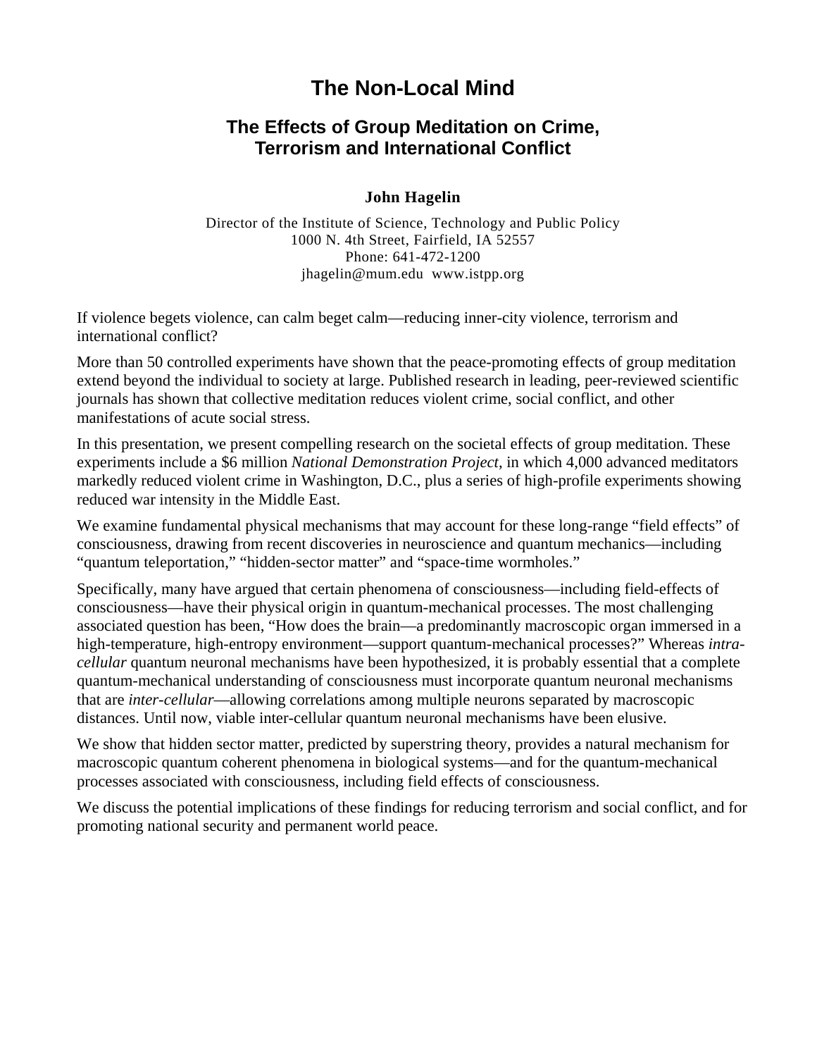# The Non-Local Mind

## The Effects of Group Meditation on Crime, Terrorism and International Conflict

**John Hagelin**

Director of the Institute of Science, Technology and Public Policy
1000 N. 4th Street, Fairfield, IA 52557
Phone: 641-472-1200
jhagelin@mum.edu www.istpp.org

If violence begets violence, can calm beget calm—reducing inner-city violence, terrorism and international conflict?

More than 50 controlled experiments have shown that the peace-promoting effects of group meditation extend beyond the individual to society at large. Published research in leading, peer-reviewed scientific journals has shown that collective meditation reduces violent crime, social conflict, and other manifestations of acute social stress.

In this presentation, we present compelling research on the societal effects of group meditation. These experiments include a $6 million *National Demonstration Project*, in which 4,000 advanced meditators markedly reduced violent crime in Washington, D.C., plus a series of high-profile experiments showing reduced war intensity in the Middle East.

We examine fundamental physical mechanisms that may account for these long-range "field effects" of consciousness, drawing from recent discoveries in neuroscience and quantum mechanics—including "quantum teleportation," "hidden-sector matter" and "space-time wormholes."

Specifically, many have argued that certain phenomena of consciousness—including field-effects of consciousness—have their physical origin in quantum-mechanical processes. The most challenging associated question has been, "How does the brain—a predominantly macroscopic organ immersed in a high-temperature, high-entropy environment—support quantum-mechanical processes?" Whereas *intra-cellular* quantum neuronal mechanisms have been hypothesized, it is probably essential that a complete quantum-mechanical understanding of consciousness must incorporate quantum neuronal mechanisms that are *inter-cellular*—allowing correlations among multiple neurons separated by macroscopic distances. Until now, viable inter-cellular quantum neuronal mechanisms have been elusive.

We show that hidden sector matter, predicted by superstring theory, provides a natural mechanism for macroscopic quantum coherent phenomena in biological systems—and for the quantum-mechanical processes associated with consciousness, including field effects of consciousness.

We discuss the potential implications of these findings for reducing terrorism and social conflict, and for promoting national security and permanent world peace.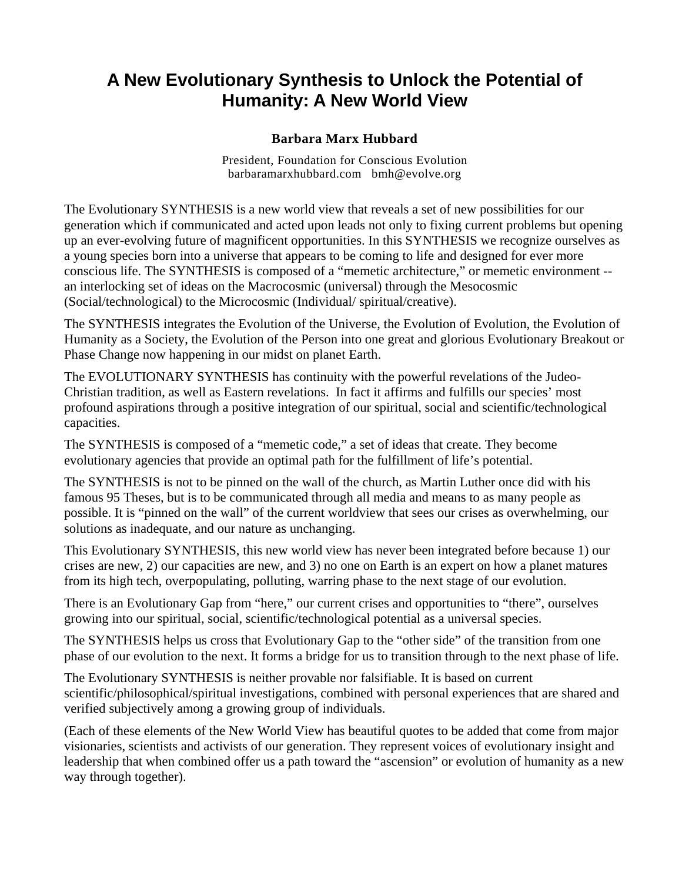# A New Evolutionary Synthesis to Unlock the Potential of Humanity: A New World View

**Barbara Marx Hubbard**

President, Foundation for Conscious Evolution
barbaramarxhubbard.com bmh@evolve.org

The Evolutionary SYNTHESIS is a new world view that reveals a set of new possibilities for our generation which if communicated and acted upon leads not only to fixing current problems but opening up an ever-evolving future of magnificent opportunities. In this SYNTHESIS we recognize ourselves as a young species born into a universe that appears to be coming to life and designed for ever more conscious life. The SYNTHESIS is composed of a "memetic architecture," or memetic environment -- an interlocking set of ideas on the Macrocosmic (universal) through the Mesocosmic (Social/technological) to the Microcosmic (Individual/ spiritual/creative).

The SYNTHESIS integrates the Evolution of the Universe, the Evolution of Evolution, the Evolution of Humanity as a Society, the Evolution of the Person into one great and glorious Evolutionary Breakout or Phase Change now happening in our midst on planet Earth.

The EVOLUTIONARY SYNTHESIS has continuity with the powerful revelations of the Judeo-Christian tradition, as well as Eastern revelations. In fact it affirms and fulfills our species' most profound aspirations through a positive integration of our spiritual, social and scientific/technological capacities.

The SYNTHESIS is composed of a "memetic code," a set of ideas that create. They become evolutionary agencies that provide an optimal path for the fulfillment of life's potential.

The SYNTHESIS is not to be pinned on the wall of the church, as Martin Luther once did with his famous 95 Theses, but is to be communicated through all media and means to as many people as possible. It is "pinned on the wall" of the current worldview that sees our crises as overwhelming, our solutions as inadequate, and our nature as unchanging.

This Evolutionary SYNTHESIS, this new world view has never been integrated before because 1) our crises are new, 2) our capacities are new, and 3) no one on Earth is an expert on how a planet matures from its high tech, overpopulating, polluting, warring phase to the next stage of our evolution.

There is an Evolutionary Gap from "here," our current crises and opportunities to "there", ourselves growing into our spiritual, social, scientific/technological potential as a universal species.

The SYNTHESIS helps us cross that Evolutionary Gap to the "other side" of the transition from one phase of our evolution to the next. It forms a bridge for us to transition through to the next phase of life.

The Evolutionary SYNTHESIS is neither provable nor falsifiable. It is based on current scientific/philosophical/spiritual investigations, combined with personal experiences that are shared and verified subjectively among a growing group of individuals.

(Each of these elements of the New World View has beautiful quotes to be added that come from major visionaries, scientists and activists of our generation. They represent voices of evolutionary insight and leadership that when combined offer us a path toward the "ascension" or evolution of humanity as a new way through together).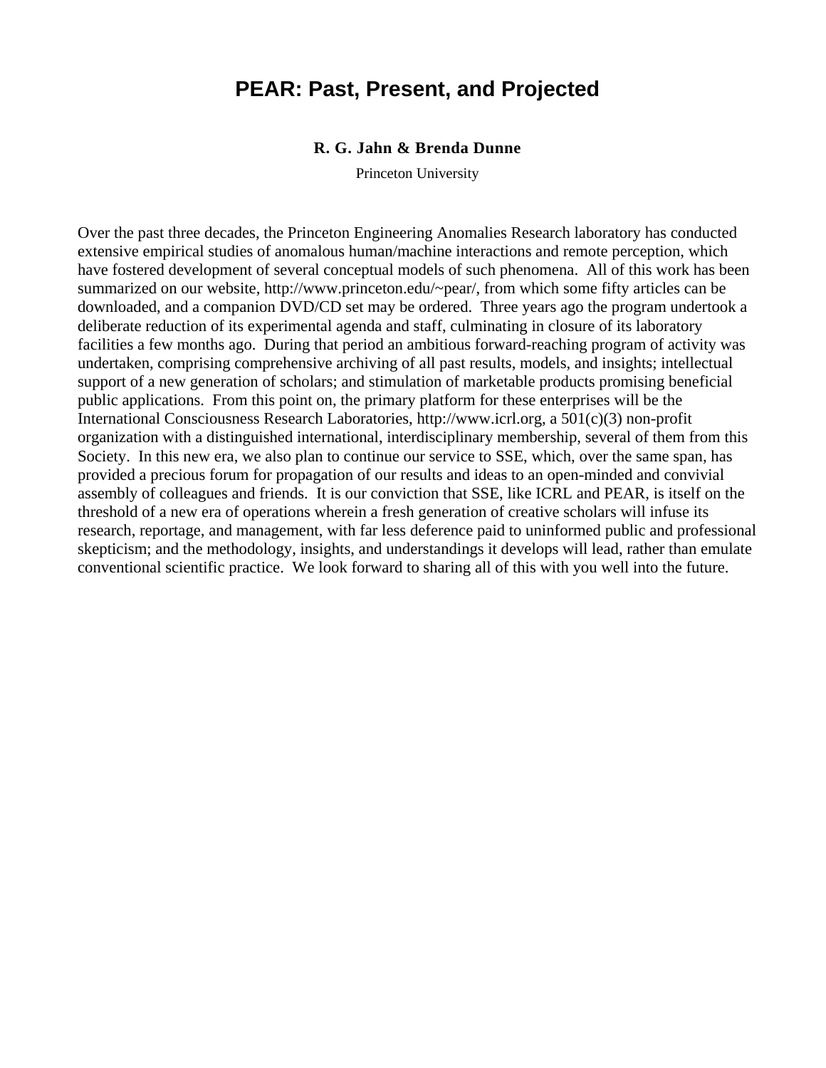# PEAR: Past, Present, and Projected

**R. G. Jahn & Brenda Dunne**

Princeton University

Over the past three decades, the Princeton Engineering Anomalies Research laboratory has conducted extensive empirical studies of anomalous human/machine interactions and remote perception, which have fostered development of several conceptual models of such phenomena. All of this work has been summarized on our website, http://www.princeton.edu/~pear/, from which some fifty articles can be downloaded, and a companion DVD/CD set may be ordered. Three years ago the program undertook a deliberate reduction of its experimental agenda and staff, culminating in closure of its laboratory facilities a few months ago. During that period an ambitious forward-reaching program of activity was undertaken, comprising comprehensive archiving of all past results, models, and insights; intellectual support of a new generation of scholars; and stimulation of marketable products promising beneficial public applications. From this point on, the primary platform for these enterprises will be the International Consciousness Research Laboratories, http://www.icrl.org, a 501(c)(3) non-profit organization with a distinguished international, interdisciplinary membership, several of them from this Society. In this new era, we also plan to continue our service to SSE, which, over the same span, has provided a precious forum for propagation of our results and ideas to an open-minded and convivial assembly of colleagues and friends. It is our conviction that SSE, like ICRL and PEAR, is itself on the threshold of a new era of operations wherein a fresh generation of creative scholars will infuse its research, reportage, and management, with far less deference paid to uninformed public and professional skepticism; and the methodology, insights, and understandings it develops will lead, rather than emulate conventional scientific practice. We look forward to sharing all of this with you well into the future.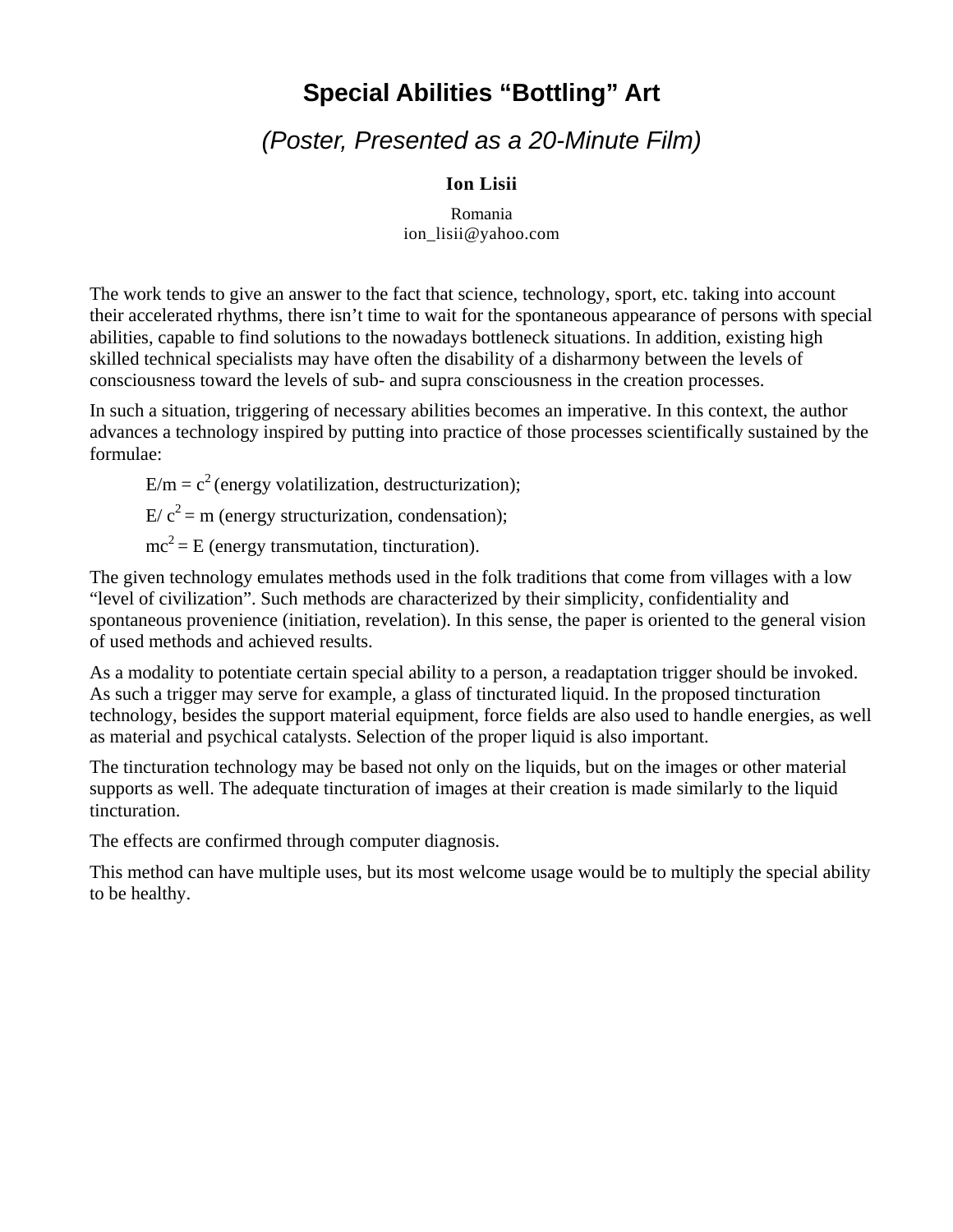# Special Abilities “Bottling” Art

## *(Poster, Presented as a 20-Minute Film)*

**Ion Lisii**

Romania
ion_lisii@yahoo.com

The work tends to give an answer to the fact that science, technology, sport, etc. taking into account their accelerated rhythms, there isn’t time to wait for the spontaneous appearance of persons with special abilities, capable to find solutions to the nowadays bottleneck situations. In addition, existing high skilled technical specialists may have often the disability of a disharmony between the levels of consciousness toward the levels of sub- and supra consciousness in the creation processes.

In such a situation, triggering of necessary abilities becomes an imperative. In this context, the author advances a technology inspired by putting into practice of those processes scientifically sustained by the formulae:

$E/m = c^2$ (energy volatilization, destructurization);

$E/c^2 = m$ (energy structurization, condensation);

$mc^2 = E$ (energy transmutation, tincturation).

The given technology emulates methods used in the folk traditions that come from villages with a low “level of civilization”. Such methods are characterized by their simplicity, confidentiality and spontaneous provenience (initiation, revelation). In this sense, the paper is oriented to the general vision of used methods and achieved results.

As a modality to potentiate certain special ability to a person, a readaptation trigger should be invoked. As such a trigger may serve for example, a glass of tincturated liquid. In the proposed tincturation technology, besides the support material equipment, force fields are also used to handle energies, as well as material and psychical catalysts. Selection of the proper liquid is also important.

The tincturation technology may be based not only on the liquids, but on the images or other material supports as well. The adequate tincturation of images at their creation is made similarly to the liquid tincturation.

The effects are confirmed through computer diagnosis.

This method can have multiple uses, but its most welcome usage would be to multiply the special ability to be healthy.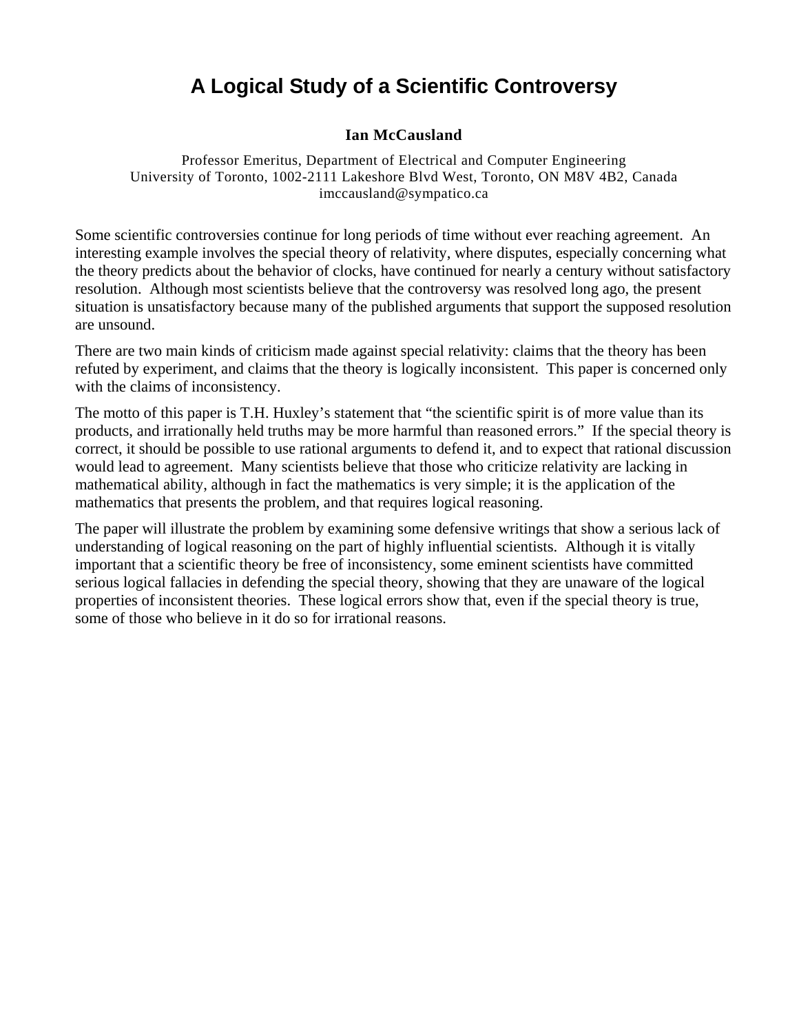# A Logical Study of a Scientific Controversy

**Ian McCausland**

Professor Emeritus, Department of Electrical and Computer Engineering
University of Toronto, 1002-2111 Lakeshore Blvd West, Toronto, ON M8V 4B2, Canada
imccausland@sympatico.ca

Some scientific controversies continue for long periods of time without ever reaching agreement. An interesting example involves the special theory of relativity, where disputes, especially concerning what the theory predicts about the behavior of clocks, have continued for nearly a century without satisfactory resolution. Although most scientists believe that the controversy was resolved long ago, the present situation is unsatisfactory because many of the published arguments that support the supposed resolution are unsound.

There are two main kinds of criticism made against special relativity: claims that the theory has been refuted by experiment, and claims that the theory is logically inconsistent. This paper is concerned only with the claims of inconsistency.

The motto of this paper is T.H. Huxley's statement that "the scientific spirit is of more value than its products, and irrationally held truths may be more harmful than reasoned errors." If the special theory is correct, it should be possible to use rational arguments to defend it, and to expect that rational discussion would lead to agreement. Many scientists believe that those who criticize relativity are lacking in mathematical ability, although in fact the mathematics is very simple; it is the application of the mathematics that presents the problem, and that requires logical reasoning.

The paper will illustrate the problem by examining some defensive writings that show a serious lack of understanding of logical reasoning on the part of highly influential scientists. Although it is vitally important that a scientific theory be free of inconsistency, some eminent scientists have committed serious logical fallacies in defending the special theory, showing that they are unaware of the logical properties of inconsistent theories. These logical errors show that, even if the special theory is true, some of those who believe in it do so for irrational reasons.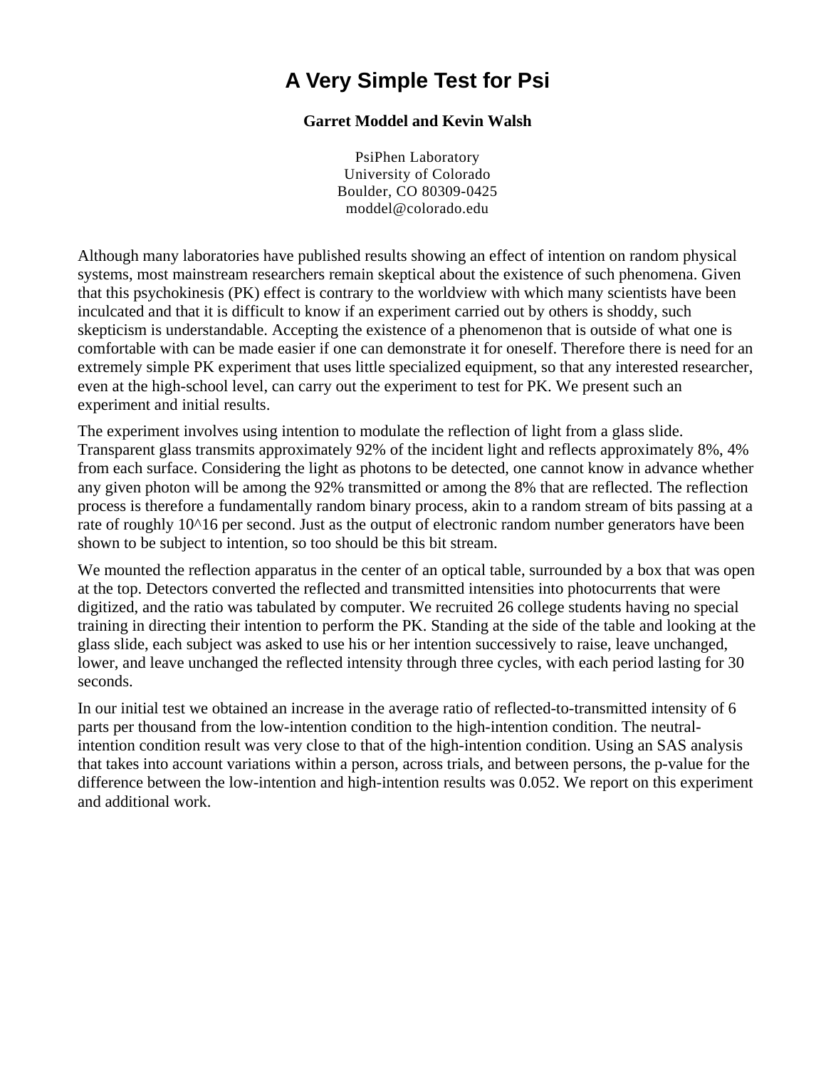# A Very Simple Test for Psi

**Garret Moddel and Kevin Walsh**

PsiPhen Laboratory
University of Colorado
Boulder, CO 80309-0425
moddel@colorado.edu

Although many laboratories have published results showing an effect of intention on random physical systems, most mainstream researchers remain skeptical about the existence of such phenomena. Given that this psychokinesis (PK) effect is contrary to the worldview with which many scientists have been inculcated and that it is difficult to know if an experiment carried out by others is shoddy, such skepticism is understandable. Accepting the existence of a phenomenon that is outside of what one is comfortable with can be made easier if one can demonstrate it for oneself. Therefore there is need for an extremely simple PK experiment that uses little specialized equipment, so that any interested researcher, even at the high-school level, can carry out the experiment to test for PK. We present such an experiment and initial results.

The experiment involves using intention to modulate the reflection of light from a glass slide. Transparent glass transmits approximately 92% of the incident light and reflects approximately 8%, 4% from each surface. Considering the light as photons to be detected, one cannot know in advance whether any given photon will be among the 92% transmitted or among the 8% that are reflected. The reflection process is therefore a fundamentally random binary process, akin to a random stream of bits passing at a rate of roughly $10^{16}$ per second. Just as the output of electronic random number generators have been shown to be subject to intention, so too should be this bit stream.

We mounted the reflection apparatus in the center of an optical table, surrounded by a box that was open at the top. Detectors converted the reflected and transmitted intensities into photocurrents that were digitized, and the ratio was tabulated by computer. We recruited 26 college students having no special training in directing their intention to perform the PK. Standing at the side of the table and looking at the glass slide, each subject was asked to use his or her intention successively to raise, leave unchanged, lower, and leave unchanged the reflected intensity through three cycles, with each period lasting for 30 seconds.

In our initial test we obtained an increase in the average ratio of reflected-to-transmitted intensity of 6 parts per thousand from the low-intention condition to the high-intention condition. The neutral-intention condition result was very close to that of the high-intention condition. Using an SAS analysis that takes into account variations within a person, across trials, and between persons, the p-value for the difference between the low-intention and high-intention results was 0.052. We report on this experiment and additional work.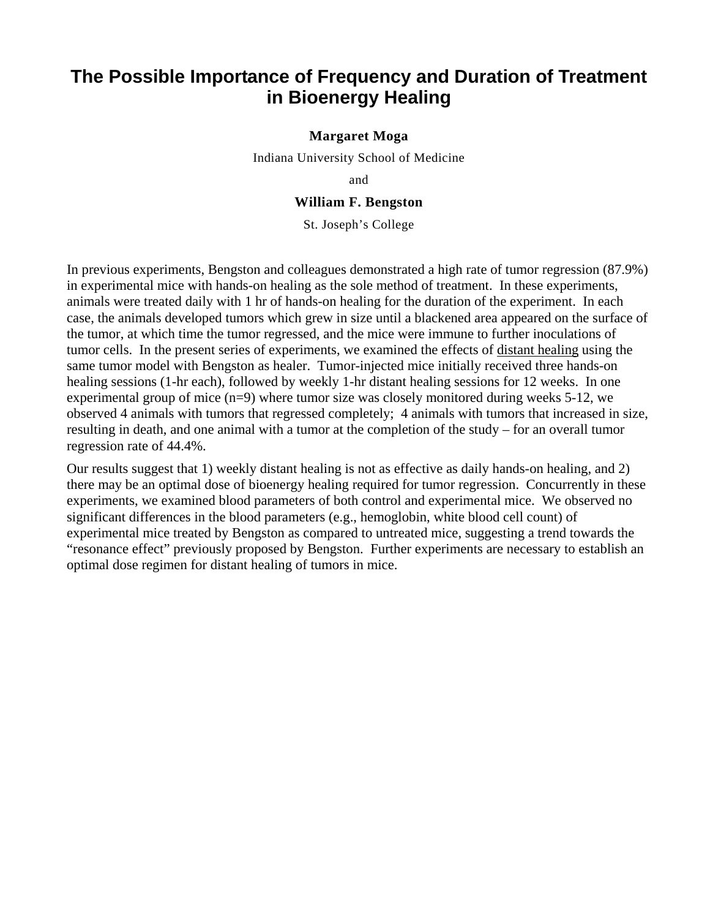# The Possible Importance of Frequency and Duration of Treatment in Bioenergy Healing

**Margaret Moga**

Indiana University School of Medicine

and

**William F. Bengston**

St. Joseph's College

In previous experiments, Bengston and colleagues demonstrated a high rate of tumor regression (87.9%) in experimental mice with hands-on healing as the sole method of treatment. In these experiments, animals were treated daily with 1 hr of hands-on healing for the duration of the experiment. In each case, the animals developed tumors which grew in size until a blackened area appeared on the surface of the tumor, at which time the tumor regressed, and the mice were immune to further inoculations of tumor cells. In the present series of experiments, we examined the effects of <u>distant healing</u> using the same tumor model with Bengston as healer. Tumor-injected mice initially received three hands-on healing sessions (1-hr each), followed by weekly 1-hr distant healing sessions for 12 weeks. In one experimental group of mice (n=9) where tumor size was closely monitored during weeks 5-12, we observed 4 animals with tumors that regressed completely; 4 animals with tumors that increased in size, resulting in death, and one animal with a tumor at the completion of the study – for an overall tumor regression rate of 44.4%.

Our results suggest that 1) weekly distant healing is not as effective as daily hands-on healing, and 2) there may be an optimal dose of bioenergy healing required for tumor regression. Concurrently in these experiments, we examined blood parameters of both control and experimental mice. We observed no significant differences in the blood parameters (e.g., hemoglobin, white blood cell count) of experimental mice treated by Bengston as compared to untreated mice, suggesting a trend towards the "resonance effect" previously proposed by Bengston. Further experiments are necessary to establish an optimal dose regimen for distant healing of tumors in mice.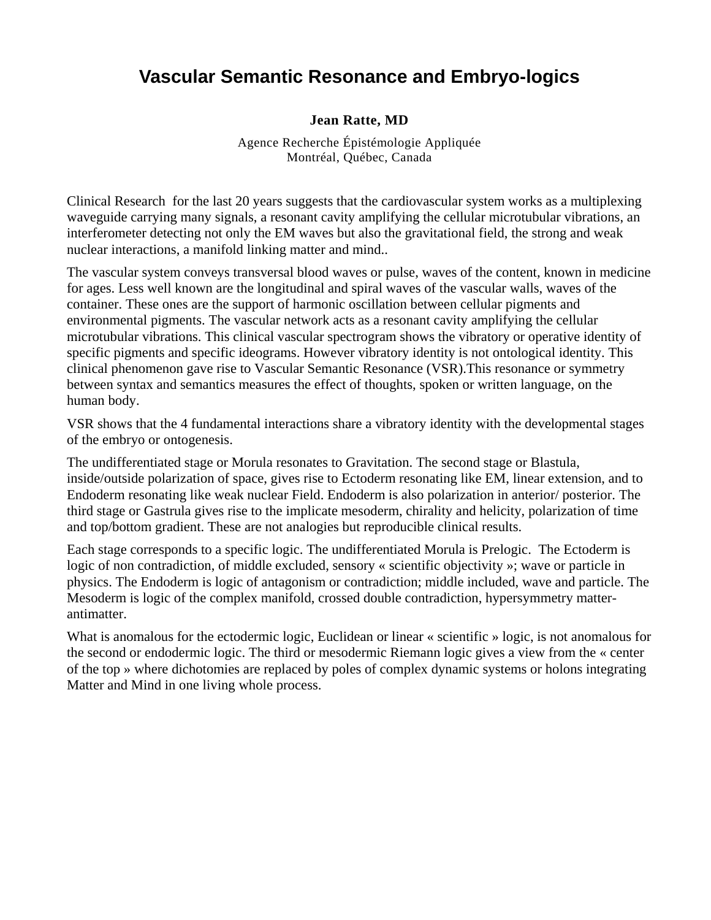# Vascular Semantic Resonance and Embryo-logics

**Jean Ratte, MD**

Agence Recherche Épistémologie Appliquée
Montréal, Québec, Canada

Clinical Research  for the last 20 years suggests that the cardiovascular system works as a multiplexing waveguide carrying many signals, a resonant cavity amplifying the cellular microtubular vibrations, an interferometer detecting not only the EM waves but also the gravitational field, the strong and weak nuclear interactions, a manifold linking matter and mind..

The vascular system conveys transversal blood waves or pulse, waves of the content, known in medicine for ages. Less well known are the longitudinal and spiral waves of the vascular walls, waves of the container. These ones are the support of harmonic oscillation between cellular pigments and environmental pigments. The vascular network acts as a resonant cavity amplifying the cellular microtubular vibrations. This clinical vascular spectrogram shows the vibratory or operative identity of specific pigments and specific ideograms. However vibratory identity is not ontological identity. This clinical phenomenon gave rise to Vascular Semantic Resonance (VSR).This resonance or symmetry between syntax and semantics measures the effect of thoughts, spoken or written language, on the human body.

VSR shows that the 4 fundamental interactions share a vibratory identity with the developmental stages of the embryo or ontogenesis.

The undifferentiated stage or Morula resonates to Gravitation. The second stage or Blastula, inside/outside polarization of space, gives rise to Ectoderm resonating like EM, linear extension, and to Endoderm resonating like weak nuclear Field. Endoderm is also polarization in anterior/ posterior. The third stage or Gastrula gives rise to the implicate mesoderm, chirality and helicity, polarization of time and top/bottom gradient. These are not analogies but reproducible clinical results.

Each stage corresponds to a specific logic. The undifferentiated Morula is Prelogic.  The Ectoderm is logic of non contradiction, of middle excluded, sensory « scientific objectivity »; wave or particle in physics. The Endoderm is logic of antagonism or contradiction; middle included, wave and particle. The Mesoderm is logic of the complex manifold, crossed double contradiction, hypersymmetry matter-antimatter.

What is anomalous for the ectodermic logic, Euclidean or linear « scientific » logic, is not anomalous for the second or endodermic logic. The third or mesodermic Riemann logic gives a view from the « center of the top » where dichotomies are replaced by poles of complex dynamic systems or holons integrating Matter and Mind in one living whole process.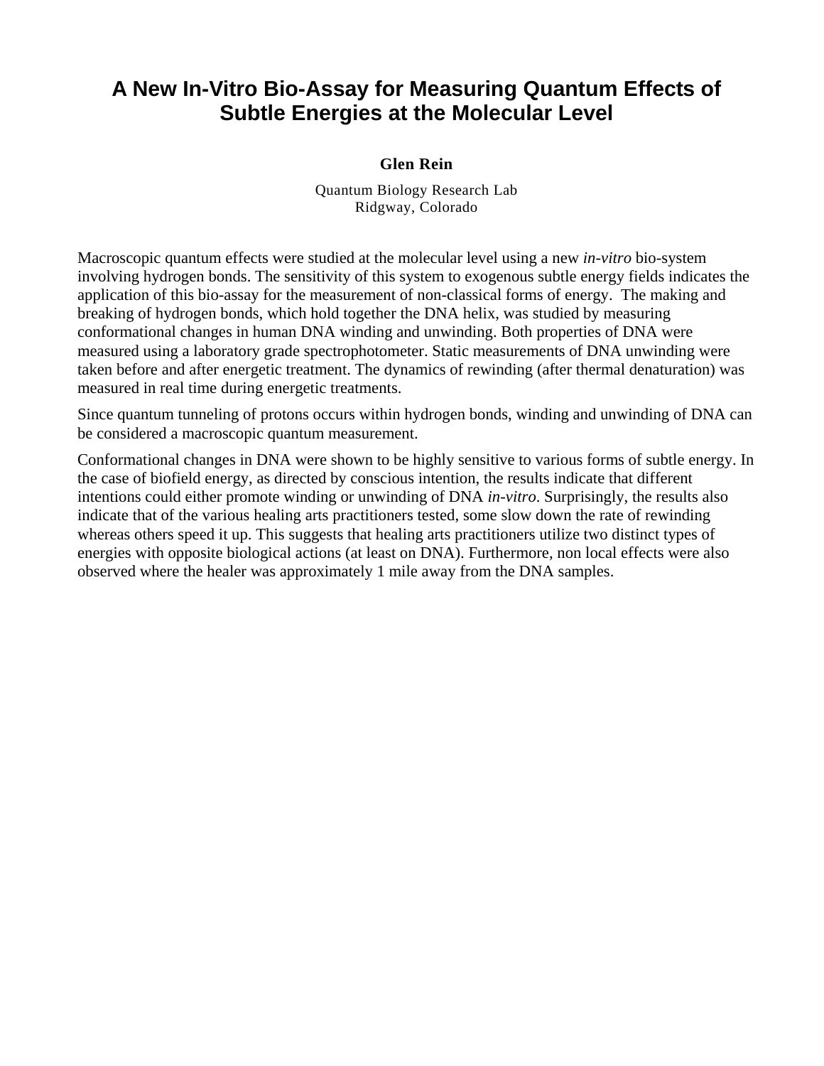# A New In-Vitro Bio-Assay for Measuring Quantum Effects of Subtle Energies at the Molecular Level

**Glen Rein**

Quantum Biology Research Lab
Ridgway, Colorado

Macroscopic quantum effects were studied at the molecular level using a new *in-vitro* bio-system involving hydrogen bonds. The sensitivity of this system to exogenous subtle energy fields indicates the application of this bio-assay for the measurement of non-classical forms of energy. The making and breaking of hydrogen bonds, which hold together the DNA helix, was studied by measuring conformational changes in human DNA winding and unwinding. Both properties of DNA were measured using a laboratory grade spectrophotometer. Static measurements of DNA unwinding were taken before and after energetic treatment. The dynamics of rewinding (after thermal denaturation) was measured in real time during energetic treatments.

Since quantum tunneling of protons occurs within hydrogen bonds, winding and unwinding of DNA can be considered a macroscopic quantum measurement.

Conformational changes in DNA were shown to be highly sensitive to various forms of subtle energy. In the case of biofield energy, as directed by conscious intention, the results indicate that different intentions could either promote winding or unwinding of DNA *in-vitro*. Surprisingly, the results also indicate that of the various healing arts practitioners tested, some slow down the rate of rewinding whereas others speed it up. This suggests that healing arts practitioners utilize two distinct types of energies with opposite biological actions (at least on DNA). Furthermore, non local effects were also observed where the healer was approximately 1 mile away from the DNA samples.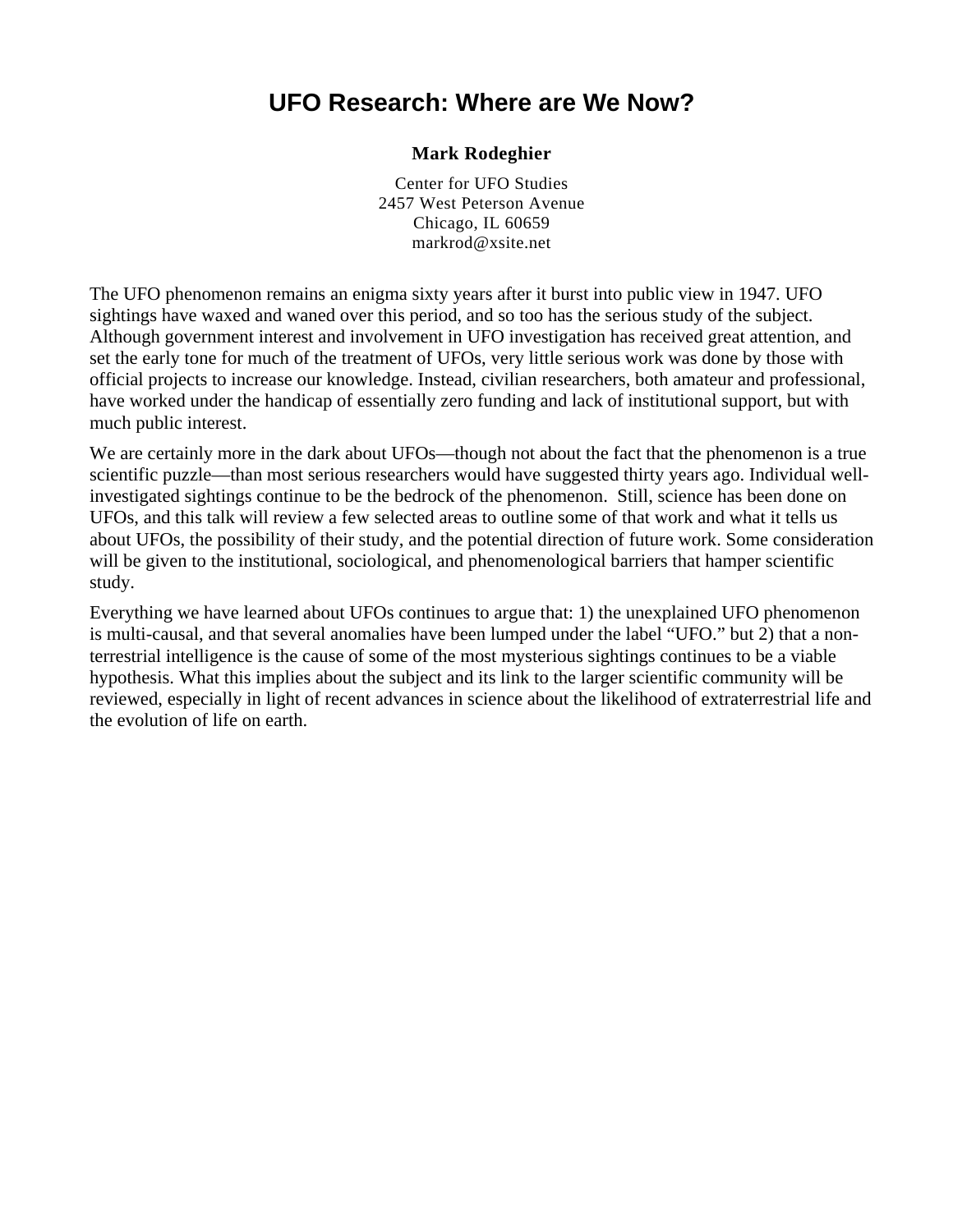# UFO Research: Where are We Now?

**Mark Rodeghier**

Center for UFO Studies
2457 West Peterson Avenue
Chicago, IL 60659
markrod@xsite.net

The UFO phenomenon remains an enigma sixty years after it burst into public view in 1947. UFO sightings have waxed and waned over this period, and so too has the serious study of the subject. Although government interest and involvement in UFO investigation has received great attention, and set the early tone for much of the treatment of UFOs, very little serious work was done by those with official projects to increase our knowledge. Instead, civilian researchers, both amateur and professional, have worked under the handicap of essentially zero funding and lack of institutional support, but with much public interest.

We are certainly more in the dark about UFOs—though not about the fact that the phenomenon is a true scientific puzzle—than most serious researchers would have suggested thirty years ago. Individual well-investigated sightings continue to be the bedrock of the phenomenon. Still, science has been done on UFOs, and this talk will review a few selected areas to outline some of that work and what it tells us about UFOs, the possibility of their study, and the potential direction of future work. Some consideration will be given to the institutional, sociological, and phenomenological barriers that hamper scientific study.

Everything we have learned about UFOs continues to argue that: 1) the unexplained UFO phenomenon is multi-causal, and that several anomalies have been lumped under the label "UFO." but 2) that a non-terrestrial intelligence is the cause of some of the most mysterious sightings continues to be a viable hypothesis. What this implies about the subject and its link to the larger scientific community will be reviewed, especially in light of recent advances in science about the likelihood of extraterrestrial life and the evolution of life on earth.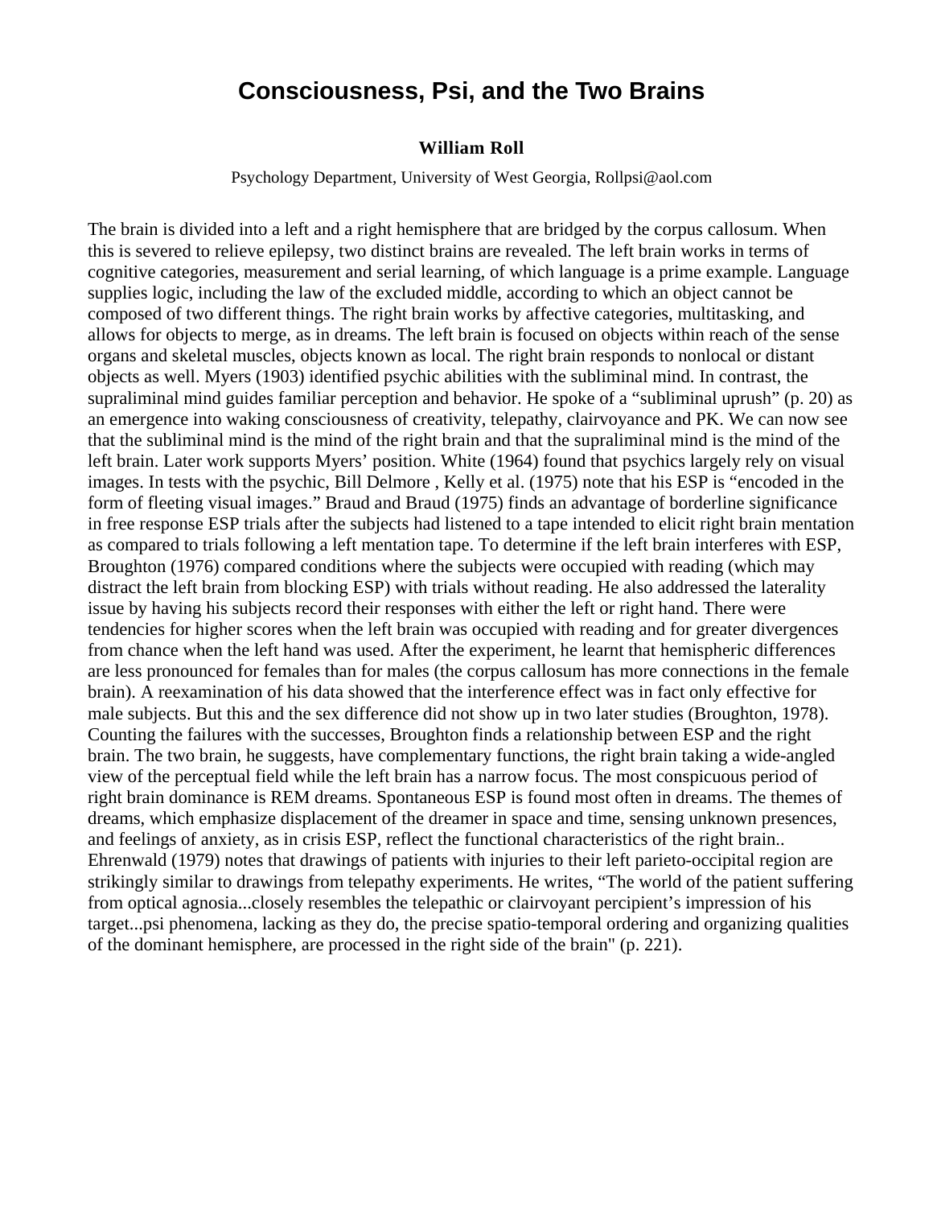# Consciousness, Psi, and the Two Brains

**William Roll**

Psychology Department, University of West Georgia, Rollpsi@aol.com

The brain is divided into a left and a right hemisphere that are bridged by the corpus callosum. When this is severed to relieve epilepsy, two distinct brains are revealed. The left brain works in terms of cognitive categories, measurement and serial learning, of which language is a prime example. Language supplies logic, including the law of the excluded middle, according to which an object cannot be composed of two different things. The right brain works by affective categories, multitasking, and allows for objects to merge, as in dreams. The left brain is focused on objects within reach of the sense organs and skeletal muscles, objects known as local. The right brain responds to nonlocal or distant objects as well. Myers (1903) identified psychic abilities with the subliminal mind. In contrast, the supraliminal mind guides familiar perception and behavior. He spoke of a "subliminal uprush" (p. 20) as an emergence into waking consciousness of creativity, telepathy, clairvoyance and PK. We can now see that the subliminal mind is the mind of the right brain and that the supraliminal mind is the mind of the left brain. Later work supports Myers' position. White (1964) found that psychics largely rely on visual images. In tests with the psychic, Bill Delmore , Kelly et al. (1975) note that his ESP is "encoded in the form of fleeting visual images." Braud and Braud (1975) finds an advantage of borderline significance in free response ESP trials after the subjects had listened to a tape intended to elicit right brain mentation as compared to trials following a left mentation tape. To determine if the left brain interferes with ESP, Broughton (1976) compared conditions where the subjects were occupied with reading (which may distract the left brain from blocking ESP) with trials without reading. He also addressed the laterality issue by having his subjects record their responses with either the left or right hand. There were tendencies for higher scores when the left brain was occupied with reading and for greater divergences from chance when the left hand was used. After the experiment, he learnt that hemispheric differences are less pronounced for females than for males (the corpus callosum has more connections in the female brain). A reexamination of his data showed that the interference effect was in fact only effective for male subjects. But this and the sex difference did not show up in two later studies (Broughton, 1978). Counting the failures with the successes, Broughton finds a relationship between ESP and the right brain. The two brain, he suggests, have complementary functions, the right brain taking a wide-angled view of the perceptual field while the left brain has a narrow focus. The most conspicuous period of right brain dominance is REM dreams. Spontaneous ESP is found most often in dreams. The themes of dreams, which emphasize displacement of the dreamer in space and time, sensing unknown presences, and feelings of anxiety, as in crisis ESP, reflect the functional characteristics of the right brain.. Ehrenwald (1979) notes that drawings of patients with injuries to their left parieto-occipital region are strikingly similar to drawings from telepathy experiments. He writes, "The world of the patient suffering from optical agnosia...closely resembles the telepathic or clairvoyant percipient's impression of his target...psi phenomena, lacking as they do, the precise spatio-temporal ordering and organizing qualities of the dominant hemisphere, are processed in the right side of the brain" (p. 221).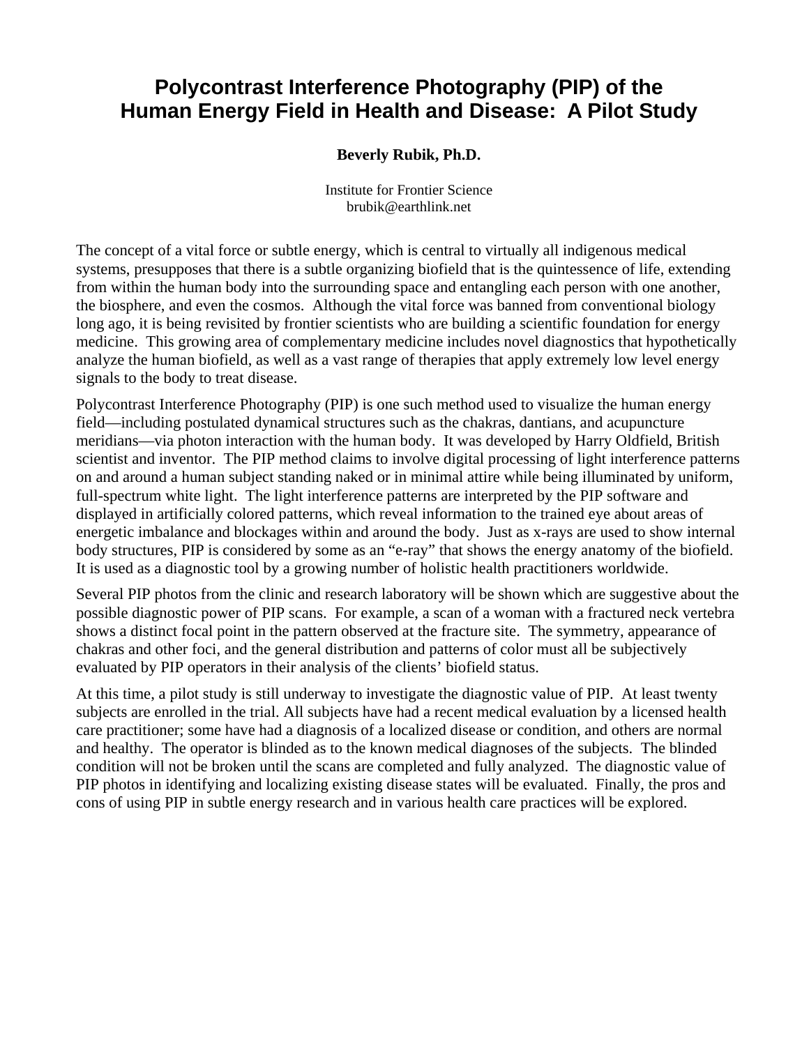# Polycontrast Interference Photography (PIP) of the Human Energy Field in Health and Disease: A Pilot Study

**Beverly Rubik, Ph.D.**

Institute for Frontier Science
brubik@earthlink.net

The concept of a vital force or subtle energy, which is central to virtually all indigenous medical systems, presupposes that there is a subtle organizing biofield that is the quintessence of life, extending from within the human body into the surrounding space and entangling each person with one another, the biosphere, and even the cosmos. Although the vital force was banned from conventional biology long ago, it is being revisited by frontier scientists who are building a scientific foundation for energy medicine. This growing area of complementary medicine includes novel diagnostics that hypothetically analyze the human biofield, as well as a vast range of therapies that apply extremely low level energy signals to the body to treat disease.

Polycontrast Interference Photography (PIP) is one such method used to visualize the human energy field—including postulated dynamical structures such as the chakras, dantians, and acupuncture meridians—via photon interaction with the human body. It was developed by Harry Oldfield, British scientist and inventor. The PIP method claims to involve digital processing of light interference patterns on and around a human subject standing naked or in minimal attire while being illuminated by uniform, full-spectrum white light. The light interference patterns are interpreted by the PIP software and displayed in artificially colored patterns, which reveal information to the trained eye about areas of energetic imbalance and blockages within and around the body. Just as x-rays are used to show internal body structures, PIP is considered by some as an "e-ray" that shows the energy anatomy of the biofield. It is used as a diagnostic tool by a growing number of holistic health practitioners worldwide.

Several PIP photos from the clinic and research laboratory will be shown which are suggestive about the possible diagnostic power of PIP scans. For example, a scan of a woman with a fractured neck vertebra shows a distinct focal point in the pattern observed at the fracture site. The symmetry, appearance of chakras and other foci, and the general distribution and patterns of color must all be subjectively evaluated by PIP operators in their analysis of the clients' biofield status.

At this time, a pilot study is still underway to investigate the diagnostic value of PIP. At least twenty subjects are enrolled in the trial. All subjects have had a recent medical evaluation by a licensed health care practitioner; some have had a diagnosis of a localized disease or condition, and others are normal and healthy. The operator is blinded as to the known medical diagnoses of the subjects. The blinded condition will not be broken until the scans are completed and fully analyzed. The diagnostic value of PIP photos in identifying and localizing existing disease states will be evaluated. Finally, the pros and cons of using PIP in subtle energy research and in various health care practices will be explored.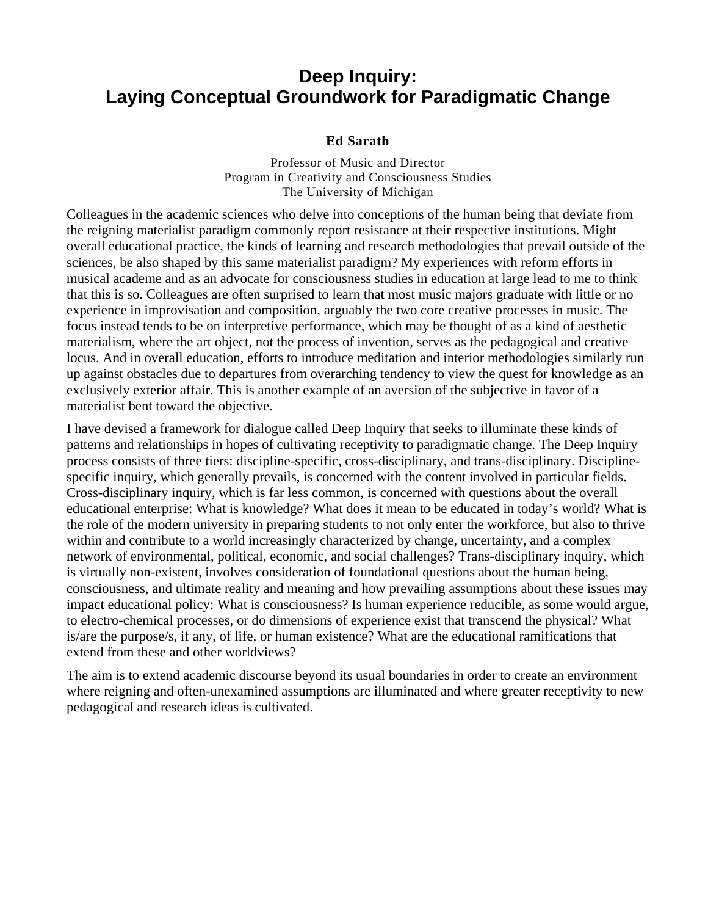# Deep Inquiry: Laying Conceptual Groundwork for Paradigmatic Change

**Ed Sarath**

Professor of Music and Director
Program in Creativity and Consciousness Studies
The University of Michigan

Colleagues in the academic sciences who delve into conceptions of the human being that deviate from the reigning materialist paradigm commonly report resistance at their respective institutions. Might overall educational practice, the kinds of learning and research methodologies that prevail outside of the sciences, be also shaped by this same materialist paradigm? My experiences with reform efforts in musical academe and as an advocate for consciousness studies in education at large lead to me to think that this is so. Colleagues are often surprised to learn that most music majors graduate with little or no experience in improvisation and composition, arguably the two core creative processes in music. The focus instead tends to be on interpretive performance, which may be thought of as a kind of aesthetic materialism, where the art object, not the process of invention, serves as the pedagogical and creative locus. And in overall education, efforts to introduce meditation and interior methodologies similarly run up against obstacles due to departures from overarching tendency to view the quest for knowledge as an exclusively exterior affair. This is another example of an aversion of the subjective in favor of a materialist bent toward the objective.

I have devised a framework for dialogue called Deep Inquiry that seeks to illuminate these kinds of patterns and relationships in hopes of cultivating receptivity to paradigmatic change. The Deep Inquiry process consists of three tiers: discipline-specific, cross-disciplinary, and trans-disciplinary. Discipline-specific inquiry, which generally prevails, is concerned with the content involved in particular fields. Cross-disciplinary inquiry, which is far less common, is concerned with questions about the overall educational enterprise: What is knowledge? What does it mean to be educated in today's world? What is the role of the modern university in preparing students to not only enter the workforce, but also to thrive within and contribute to a world increasingly characterized by change, uncertainty, and a complex network of environmental, political, economic, and social challenges? Trans-disciplinary inquiry, which is virtually non-existent, involves consideration of foundational questions about the human being, consciousness, and ultimate reality and meaning and how prevailing assumptions about these issues may impact educational policy: What is consciousness? Is human experience reducible, as some would argue, to electro-chemical processes, or do dimensions of experience exist that transcend the physical? What is/are the purpose/s, if any, of life, or human existence? What are the educational ramifications that extend from these and other worldviews?

The aim is to extend academic discourse beyond its usual boundaries in order to create an environment where reigning and often-unexamined assumptions are illuminated and where greater receptivity to new pedagogical and research ideas is cultivated.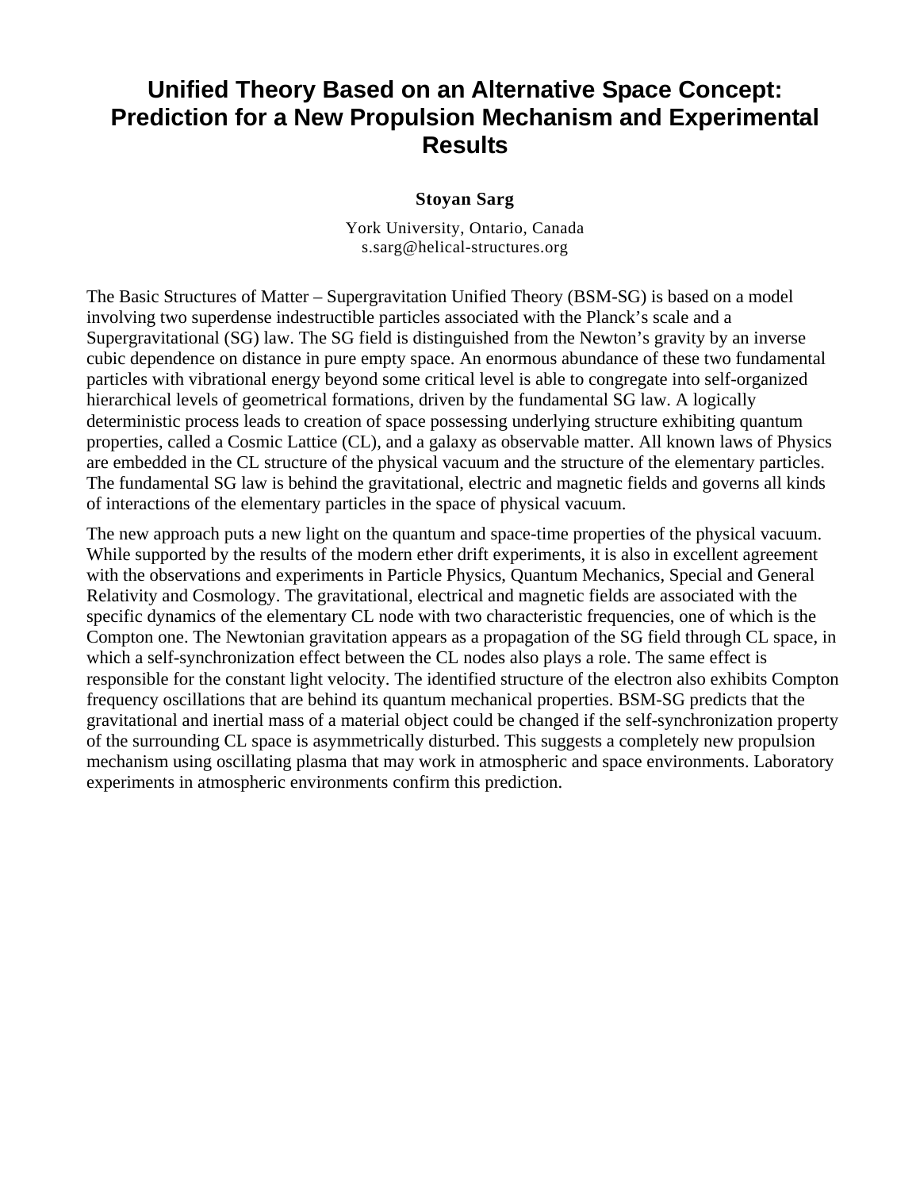# Unified Theory Based on an Alternative Space Concept: Prediction for a New Propulsion Mechanism and Experimental Results

**Stoyan Sarg**

York University, Ontario, Canada
s.sarg@helical-structures.org

The Basic Structures of Matter – Supergravitation Unified Theory (BSM-SG) is based on a model involving two superdense indestructible particles associated with the Planck's scale and a Supergravitational (SG) law. The SG field is distinguished from the Newton's gravity by an inverse cubic dependence on distance in pure empty space. An enormous abundance of these two fundamental particles with vibrational energy beyond some critical level is able to congregate into self-organized hierarchical levels of geometrical formations, driven by the fundamental SG law. A logically deterministic process leads to creation of space possessing underlying structure exhibiting quantum properties, called a Cosmic Lattice (CL), and a galaxy as observable matter. All known laws of Physics are embedded in the CL structure of the physical vacuum and the structure of the elementary particles. The fundamental SG law is behind the gravitational, electric and magnetic fields and governs all kinds of interactions of the elementary particles in the space of physical vacuum.

The new approach puts a new light on the quantum and space-time properties of the physical vacuum. While supported by the results of the modern ether drift experiments, it is also in excellent agreement with the observations and experiments in Particle Physics, Quantum Mechanics, Special and General Relativity and Cosmology. The gravitational, electrical and magnetic fields are associated with the specific dynamics of the elementary CL node with two characteristic frequencies, one of which is the Compton one. The Newtonian gravitation appears as a propagation of the SG field through CL space, in which a self-synchronization effect between the CL nodes also plays a role. The same effect is responsible for the constant light velocity. The identified structure of the electron also exhibits Compton frequency oscillations that are behind its quantum mechanical properties. BSM-SG predicts that the gravitational and inertial mass of a material object could be changed if the self-synchronization property of the surrounding CL space is asymmetrically disturbed. This suggests a completely new propulsion mechanism using oscillating plasma that may work in atmospheric and space environments. Laboratory experiments in atmospheric environments confirm this prediction.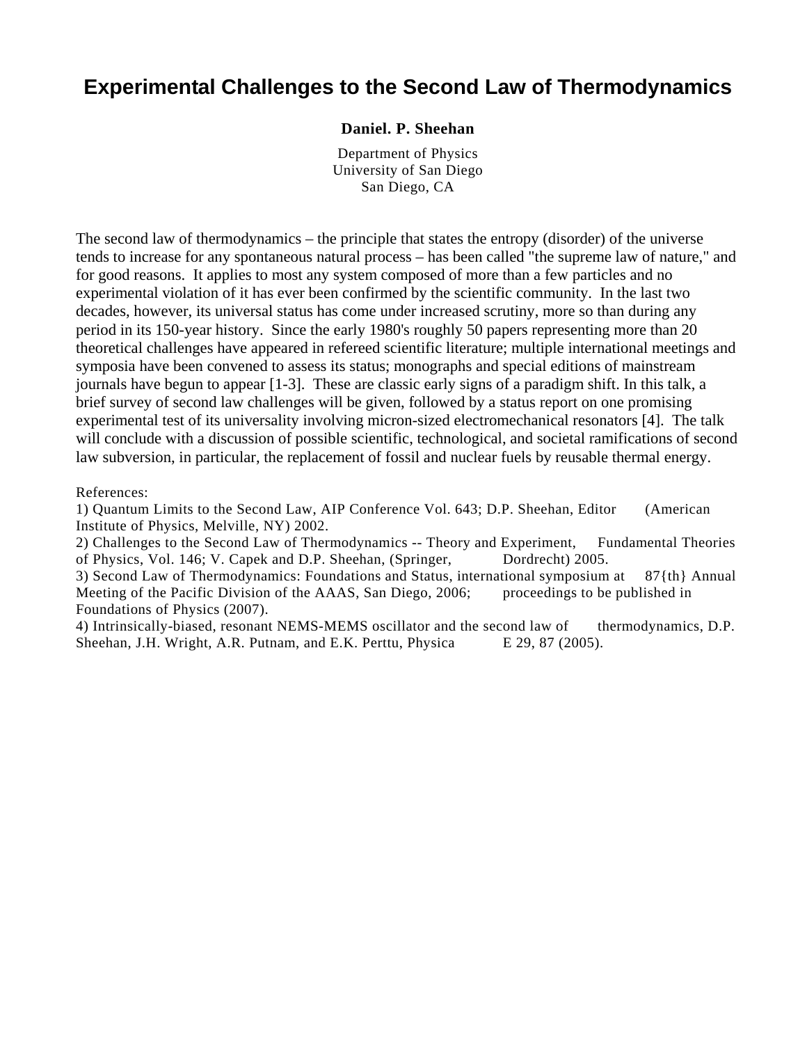# Experimental Challenges to the Second Law of Thermodynamics

**Daniel. P. Sheehan**

Department of Physics
University of San Diego
San Diego, CA

The second law of thermodynamics – the principle that states the entropy (disorder) of the universe tends to increase for any spontaneous natural process – has been called "the supreme law of nature," and for good reasons. It applies to most any system composed of more than a few particles and no experimental violation of it has ever been confirmed by the scientific community. In the last two decades, however, its universal status has come under increased scrutiny, more so than during any period in its 150-year history. Since the early 1980's roughly 50 papers representing more than 20 theoretical challenges have appeared in refereed scientific literature; multiple international meetings and symposia have been convened to assess its status; monographs and special editions of mainstream journals have begun to appear [1-3]. These are classic early signs of a paradigm shift. In this talk, a brief survey of second law challenges will be given, followed by a status report on one promising experimental test of its universality involving micron-sized electromechanical resonators [4]. The talk will conclude with a discussion of possible scientific, technological, and societal ramifications of second law subversion, in particular, the replacement of fossil and nuclear fuels by reusable thermal energy.

References:
1) Quantum Limits to the Second Law, AIP Conference Vol. 643; D.P. Sheehan, Editor (American Institute of Physics, Melville, NY) 2002.
2) Challenges to the Second Law of Thermodynamics -- Theory and Experiment, Fundamental Theories of Physics, Vol. 146; V. Capek and D.P. Sheehan, (Springer, Dordrecht) 2005.
3) Second Law of Thermodynamics: Foundations and Status, international symposium at 87{th} Annual Meeting of the Pacific Division of the AAAS, San Diego, 2006; proceedings to be published in Foundations of Physics (2007).
4) Intrinsically-biased, resonant NEMS-MEMS oscillator and the second law of thermodynamics, D.P. Sheehan, J.H. Wright, A.R. Putnam, and E.K. Perttu, Physica E 29, 87 (2005).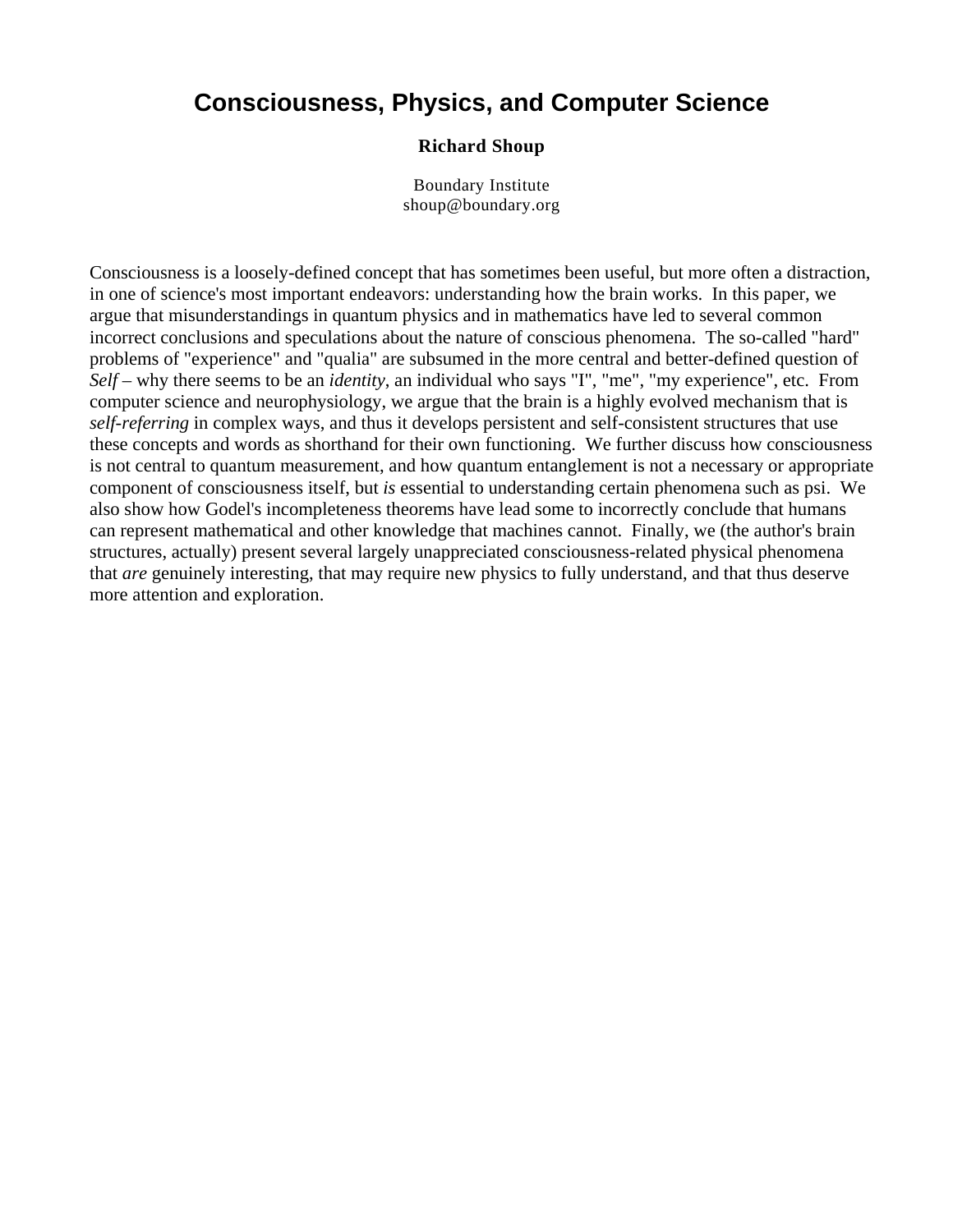# Consciousness, Physics, and Computer Science

**Richard Shoup**

Boundary Institute
shoup@boundary.org

Consciousness is a loosely-defined concept that has sometimes been useful, but more often a distraction, in one of science's most important endeavors: understanding how the brain works. In this paper, we argue that misunderstandings in quantum physics and in mathematics have led to several common incorrect conclusions and speculations about the nature of conscious phenomena. The so-called "hard" problems of "experience" and "qualia" are subsumed in the more central and better-defined question of *Self* – why there seems to be an *identity*, an individual who says "I", "me", "my experience", etc. From computer science and neurophysiology, we argue that the brain is a highly evolved mechanism that is *self-referring* in complex ways, and thus it develops persistent and self-consistent structures that use these concepts and words as shorthand for their own functioning. We further discuss how consciousness is not central to quantum measurement, and how quantum entanglement is not a necessary or appropriate component of consciousness itself, but *is* essential to understanding certain phenomena such as psi. We also show how Godel's incompleteness theorems have lead some to incorrectly conclude that humans can represent mathematical and other knowledge that machines cannot. Finally, we (the author's brain structures, actually) present several largely unappreciated consciousness-related physical phenomena that *are* genuinely interesting, that may require new physics to fully understand, and that thus deserve more attention and exploration.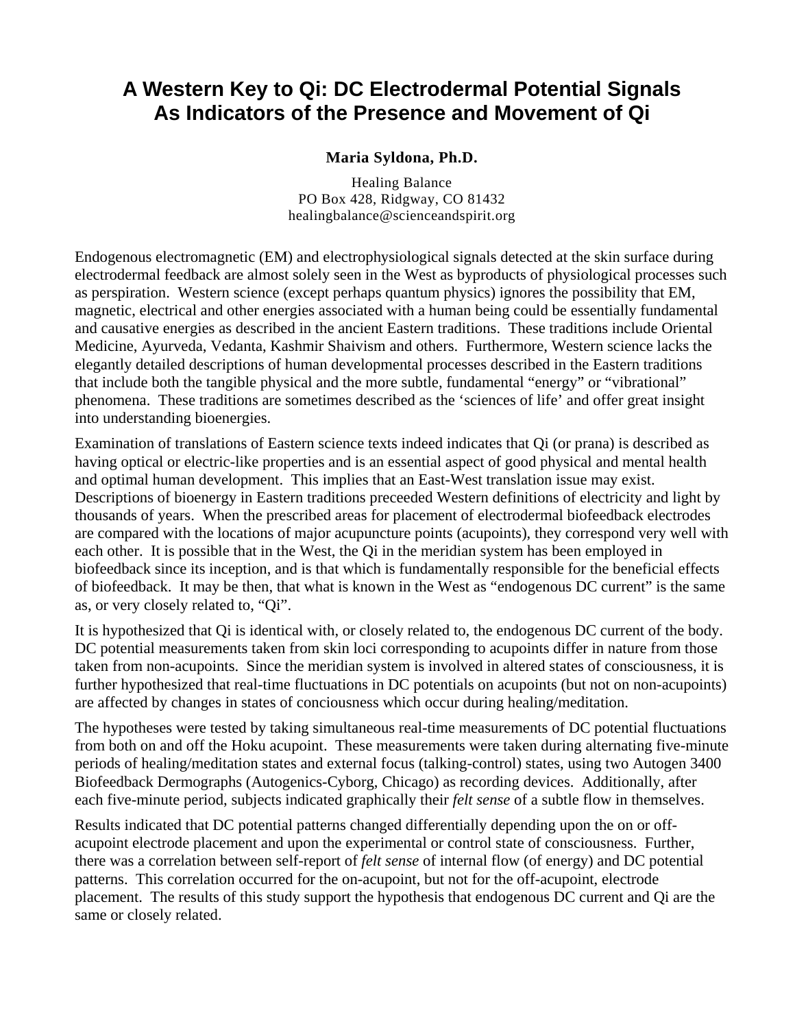# A Western Key to Qi: DC Electrodermal Potential Signals As Indicators of the Presence and Movement of Qi

**Maria Syldona, Ph.D.**

Healing Balance
PO Box 428, Ridgway, CO 81432
healingbalance@scienceandspirit.org

Endogenous electromagnetic (EM) and electrophysiological signals detected at the skin surface during electrodermal feedback are almost solely seen in the West as byproducts of physiological processes such as perspiration. Western science (except perhaps quantum physics) ignores the possibility that EM, magnetic, electrical and other energies associated with a human being could be essentially fundamental and causative energies as described in the ancient Eastern traditions. These traditions include Oriental Medicine, Ayurveda, Vedanta, Kashmir Shaivism and others. Furthermore, Western science lacks the elegantly detailed descriptions of human developmental processes described in the Eastern traditions that include both the tangible physical and the more subtle, fundamental "energy" or "vibrational" phenomena. These traditions are sometimes described as the 'sciences of life' and offer great insight into understanding bioenergies.

Examination of translations of Eastern science texts indeed indicates that Qi (or prana) is described as having optical or electric-like properties and is an essential aspect of good physical and mental health and optimal human development. This implies that an East-West translation issue may exist. Descriptions of bioenergy in Eastern traditions preceeded Western definitions of electricity and light by thousands of years. When the prescribed areas for placement of electrodermal biofeedback electrodes are compared with the locations of major acupuncture points (acupoints), they correspond very well with each other. It is possible that in the West, the Qi in the meridian system has been employed in biofeedback since its inception, and is that which is fundamentally responsible for the beneficial effects of biofeedback. It may be then, that what is known in the West as "endogenous DC current" is the same as, or very closely related to, "Qi".

It is hypothesized that Qi is identical with, or closely related to, the endogenous DC current of the body. DC potential measurements taken from skin loci corresponding to acupoints differ in nature from those taken from non-acupoints. Since the meridian system is involved in altered states of consciousness, it is further hypothesized that real-time fluctuations in DC potentials on acupoints (but not on non-acupoints) are affected by changes in states of conciousness which occur during healing/meditation.

The hypotheses were tested by taking simultaneous real-time measurements of DC potential fluctuations from both on and off the Hoku acupoint. These measurements were taken during alternating five-minute periods of healing/meditation states and external focus (talking-control) states, using two Autogen 3400 Biofeedback Dermographs (Autogenics-Cyborg, Chicago) as recording devices. Additionally, after each five-minute period, subjects indicated graphically their *felt sense* of a subtle flow in themselves.

Results indicated that DC potential patterns changed differentially depending upon the on or off-acupoint electrode placement and upon the experimental or control state of consciousness. Further, there was a correlation between self-report of *felt sense* of internal flow (of energy) and DC potential patterns. This correlation occurred for the on-acupoint, but not for the off-acupoint, electrode placement. The results of this study support the hypothesis that endogenous DC current and Qi are the same or closely related.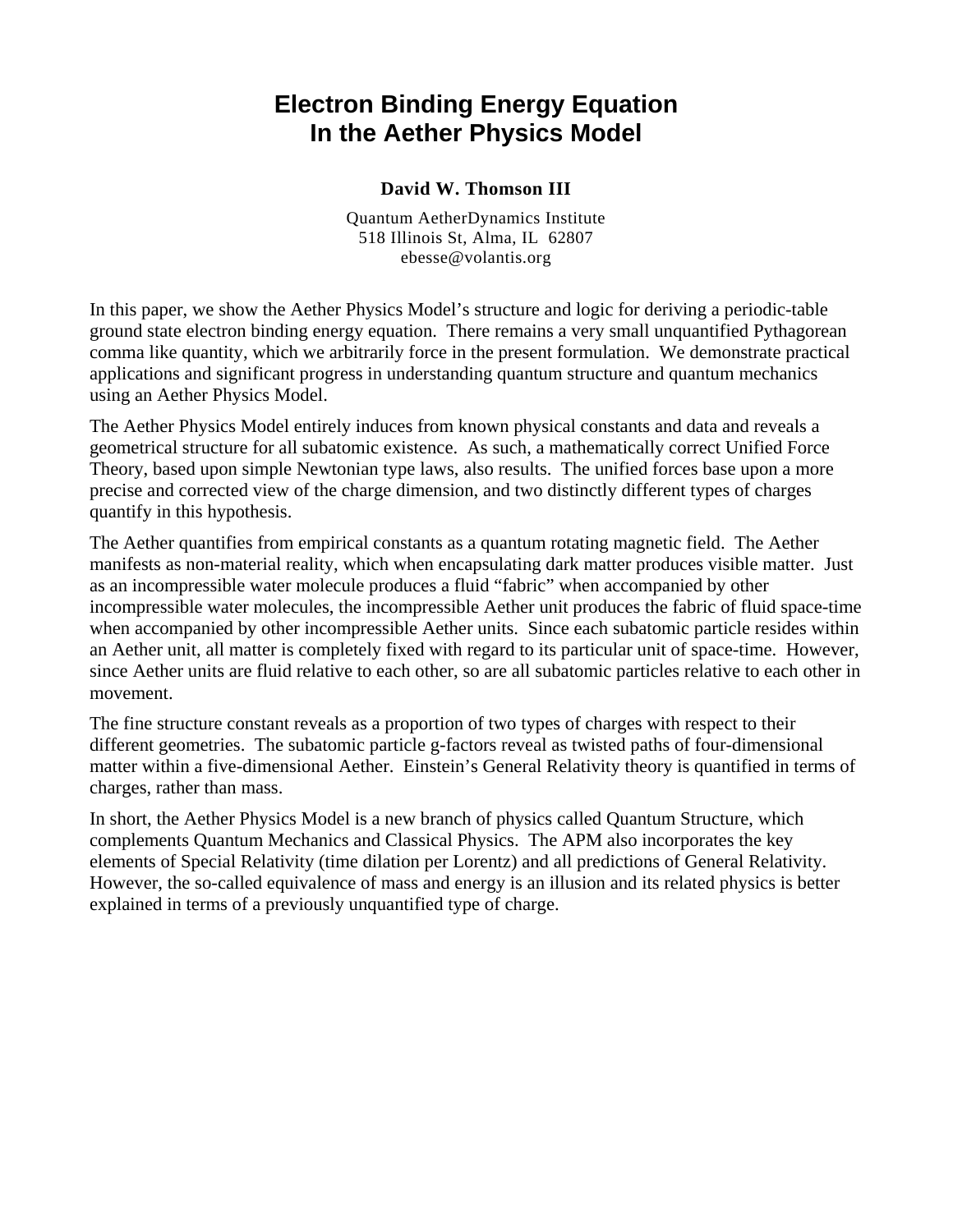# Electron Binding Energy Equation In the Aether Physics Model

**David W. Thomson III**

Quantum AetherDynamics Institute
518 Illinois St, Alma, IL 62807
ebesse@volantis.org

In this paper, we show the Aether Physics Model's structure and logic for deriving a periodic-table ground state electron binding energy equation. There remains a very small unquantified Pythagorean comma like quantity, which we arbitrarily force in the present formulation. We demonstrate practical applications and significant progress in understanding quantum structure and quantum mechanics using an Aether Physics Model.

The Aether Physics Model entirely induces from known physical constants and data and reveals a geometrical structure for all subatomic existence. As such, a mathematically correct Unified Force Theory, based upon simple Newtonian type laws, also results. The unified forces base upon a more precise and corrected view of the charge dimension, and two distinctly different types of charges quantify in this hypothesis.

The Aether quantifies from empirical constants as a quantum rotating magnetic field. The Aether manifests as non-material reality, which when encapsulating dark matter produces visible matter. Just as an incompressible water molecule produces a fluid "fabric" when accompanied by other incompressible water molecules, the incompressible Aether unit produces the fabric of fluid space-time when accompanied by other incompressible Aether units. Since each subatomic particle resides within an Aether unit, all matter is completely fixed with regard to its particular unit of space-time. However, since Aether units are fluid relative to each other, so are all subatomic particles relative to each other in movement.

The fine structure constant reveals as a proportion of two types of charges with respect to their different geometries. The subatomic particle g-factors reveal as twisted paths of four-dimensional matter within a five-dimensional Aether. Einstein's General Relativity theory is quantified in terms of charges, rather than mass.

In short, the Aether Physics Model is a new branch of physics called Quantum Structure, which complements Quantum Mechanics and Classical Physics. The APM also incorporates the key elements of Special Relativity (time dilation per Lorentz) and all predictions of General Relativity. However, the so-called equivalence of mass and energy is an illusion and its related physics is better explained in terms of a previously unquantified type of charge.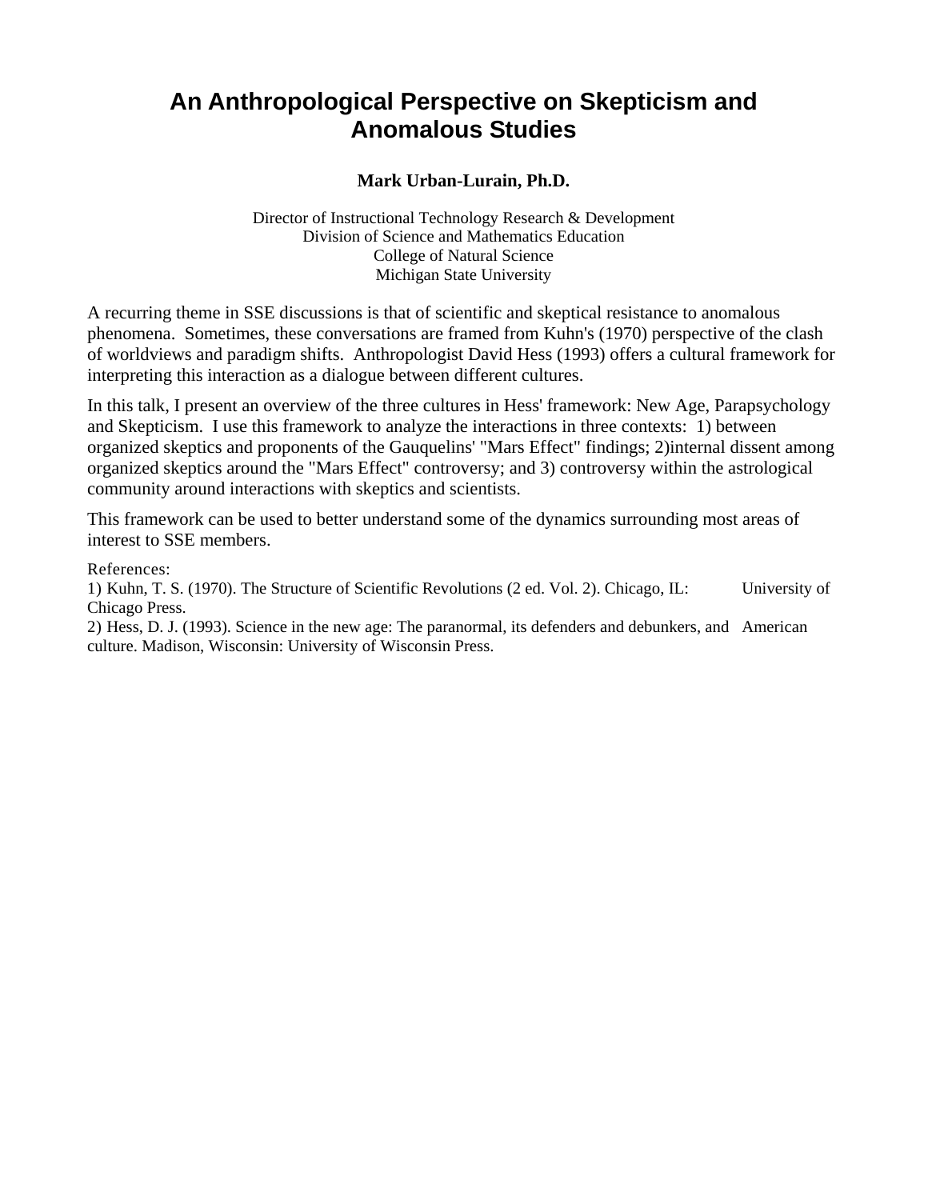# An Anthropological Perspective on Skepticism and Anomalous Studies

**Mark Urban-Lurain, Ph.D.**

Director of Instructional Technology Research & Development
Division of Science and Mathematics Education
College of Natural Science
Michigan State University

A recurring theme in SSE discussions is that of scientific and skeptical resistance to anomalous phenomena. Sometimes, these conversations are framed from Kuhn's (1970) perspective of the clash of worldviews and paradigm shifts. Anthropologist David Hess (1993) offers a cultural framework for interpreting this interaction as a dialogue between different cultures.

In this talk, I present an overview of the three cultures in Hess' framework: New Age, Parapsychology and Skepticism. I use this framework to analyze the interactions in three contexts: 1) between organized skeptics and proponents of the Gauquelins' "Mars Effect" findings; 2)internal dissent among organized skeptics around the "Mars Effect" controversy; and 3) controversy within the astrological community around interactions with skeptics and scientists.

This framework can be used to better understand some of the dynamics surrounding most areas of interest to SSE members.

References:
1) Kuhn, T. S. (1970). The Structure of Scientific Revolutions (2 ed. Vol. 2). Chicago, IL: University of Chicago Press.
2) Hess, D. J. (1993). Science in the new age: The paranormal, its defenders and debunkers, and American culture. Madison, Wisconsin: University of Wisconsin Press.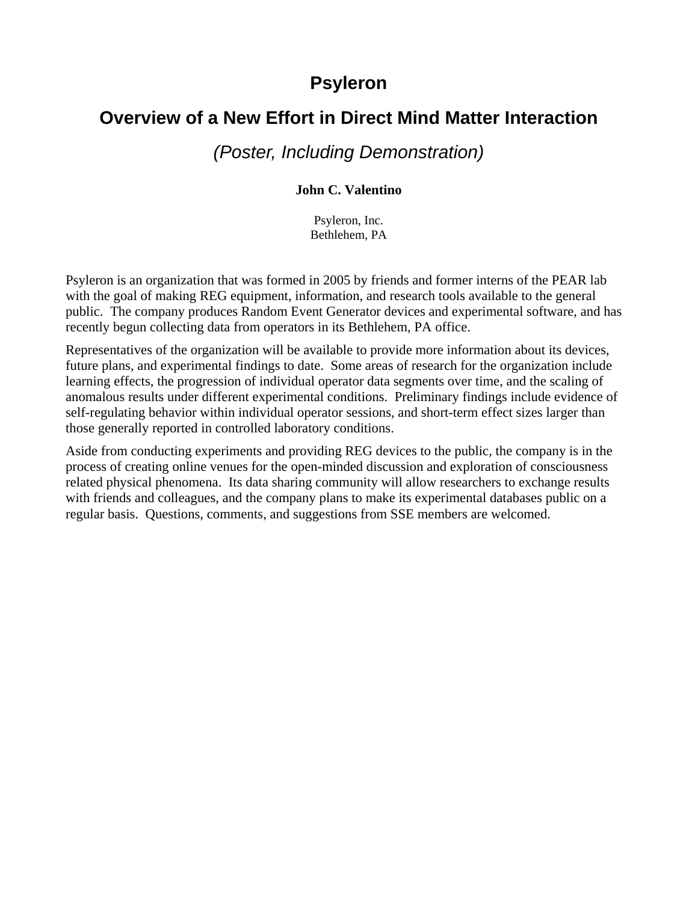# Psyleron

## Overview of a New Effort in Direct Mind Matter Interaction

### *(Poster, Including Demonstration)*

**John C. Valentino**

Psyleron, Inc.
Bethlehem, PA

Psyleron is an organization that was formed in 2005 by friends and former interns of the PEAR lab with the goal of making REG equipment, information, and research tools available to the general public. The company produces Random Event Generator devices and experimental software, and has recently begun collecting data from operators in its Bethlehem, PA office.

Representatives of the organization will be available to provide more information about its devices, future plans, and experimental findings to date. Some areas of research for the organization include learning effects, the progression of individual operator data segments over time, and the scaling of anomalous results under different experimental conditions. Preliminary findings include evidence of self-regulating behavior within individual operator sessions, and short-term effect sizes larger than those generally reported in controlled laboratory conditions.

Aside from conducting experiments and providing REG devices to the public, the company is in the process of creating online venues for the open-minded discussion and exploration of consciousness related physical phenomena. Its data sharing community will allow researchers to exchange results with friends and colleagues, and the company plans to make its experimental databases public on a regular basis. Questions, comments, and suggestions from SSE members are welcomed.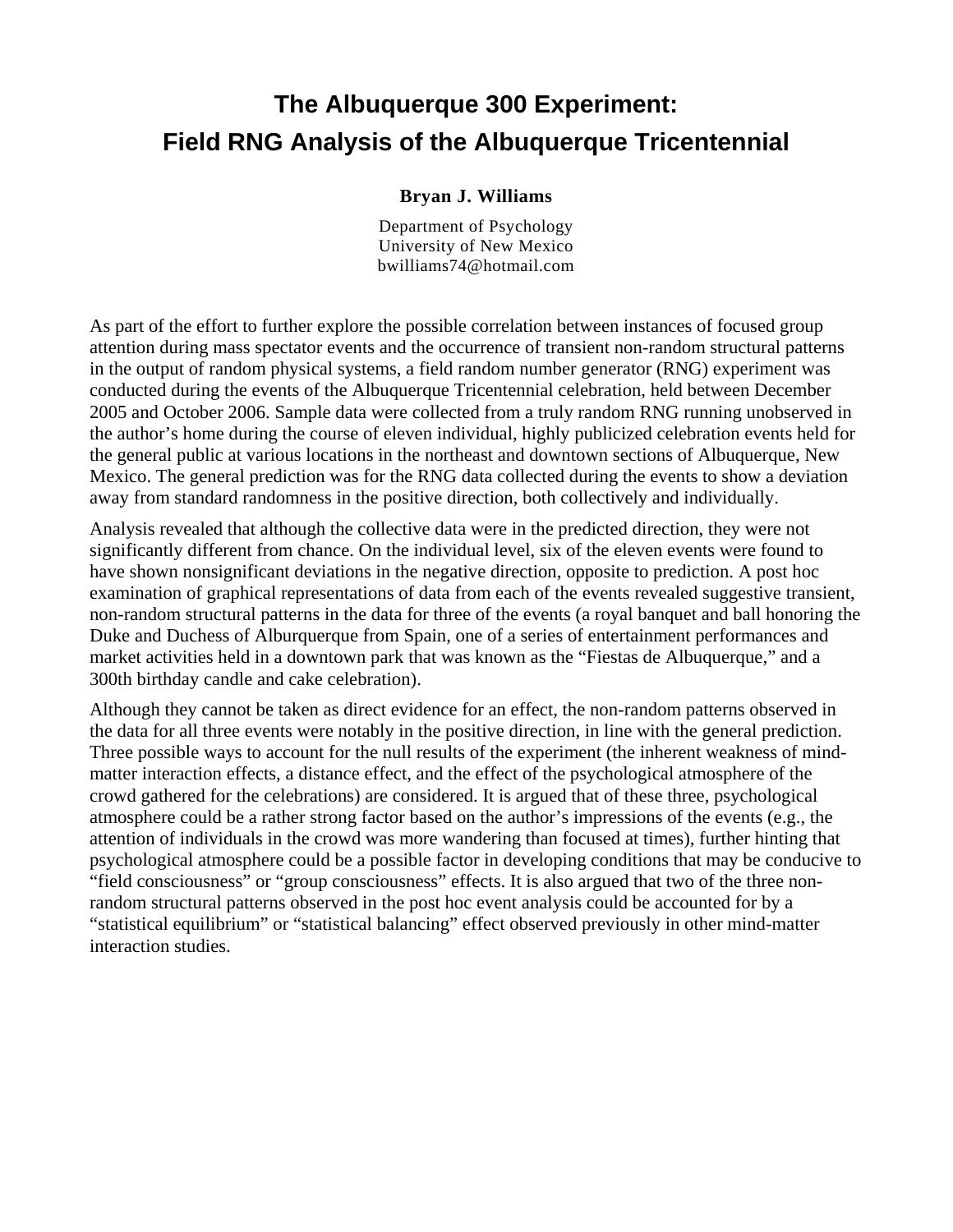# The Albuquerque 300 Experiment: Field RNG Analysis of the Albuquerque Tricentennial

**Bryan J. Williams**

Department of Psychology
University of New Mexico
bwilliams74@hotmail.com

As part of the effort to further explore the possible correlation between instances of focused group attention during mass spectator events and the occurrence of transient non-random structural patterns in the output of random physical systems, a field random number generator (RNG) experiment was conducted during the events of the Albuquerque Tricentennial celebration, held between December 2005 and October 2006. Sample data were collected from a truly random RNG running unobserved in the author's home during the course of eleven individual, highly publicized celebration events held for the general public at various locations in the northeast and downtown sections of Albuquerque, New Mexico. The general prediction was for the RNG data collected during the events to show a deviation away from standard randomness in the positive direction, both collectively and individually.

Analysis revealed that although the collective data were in the predicted direction, they were not significantly different from chance. On the individual level, six of the eleven events were found to have shown nonsignificant deviations in the negative direction, opposite to prediction. A post hoc examination of graphical representations of data from each of the events revealed suggestive transient, non-random structural patterns in the data for three of the events (a royal banquet and ball honoring the Duke and Duchess of Alburquerque from Spain, one of a series of entertainment performances and market activities held in a downtown park that was known as the "Fiestas de Albuquerque," and a 300th birthday candle and cake celebration).

Although they cannot be taken as direct evidence for an effect, the non-random patterns observed in the data for all three events were notably in the positive direction, in line with the general prediction. Three possible ways to account for the null results of the experiment (the inherent weakness of mind-matter interaction effects, a distance effect, and the effect of the psychological atmosphere of the crowd gathered for the celebrations) are considered. It is argued that of these three, psychological atmosphere could be a rather strong factor based on the author's impressions of the events (e.g., the attention of individuals in the crowd was more wandering than focused at times), further hinting that psychological atmosphere could be a possible factor in developing conditions that may be conducive to "field consciousness" or "group consciousness" effects. It is also argued that two of the three non-random structural patterns observed in the post hoc event analysis could be accounted for by a "statistical equilibrium" or "statistical balancing" effect observed previously in other mind-matter interaction studies.